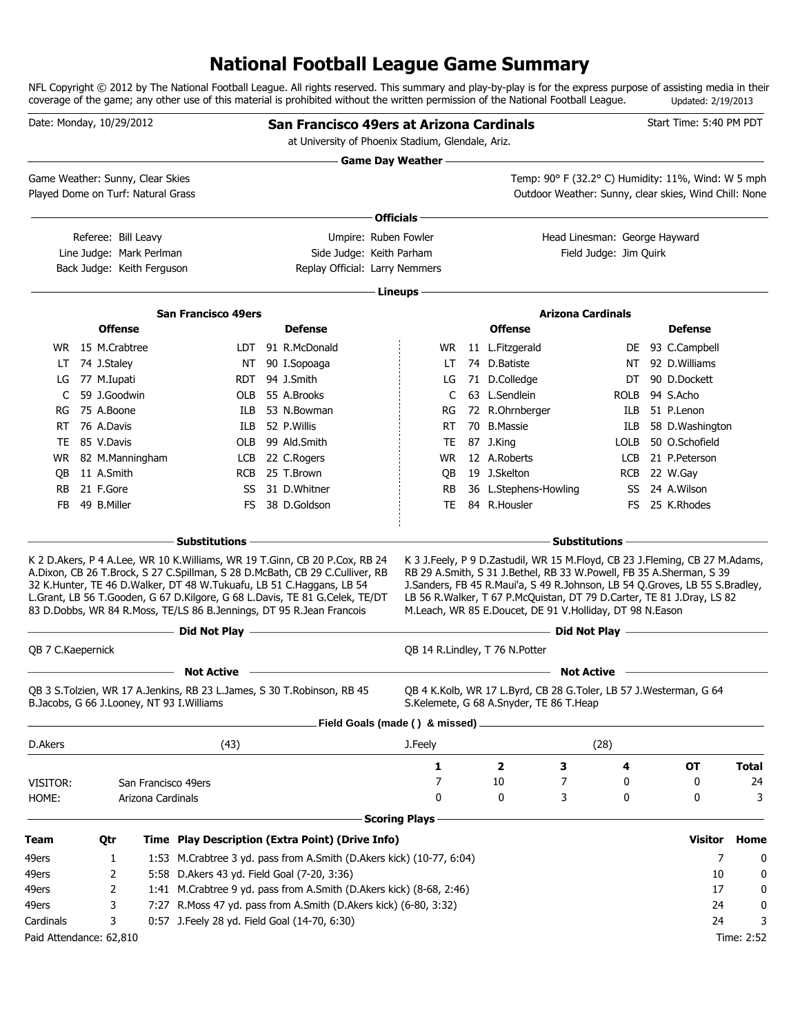# National Football League Game Summary

NFL Copyright © 2012 by The National Football League. All rights reserved. This summary and play-by-play is for the express purpose of assisting media in their coverage of the game; any other use of this material is prohibited without the written permission of the National Football League. Updated: 2/19/2013

Date: Monday, 10/29/2012

**San Francisco 49ers at Arizona Cardinals**
at University of Phoenix Stadium, Glendale, Ariz.

Start Time: 5:40 PM PDT

## Game Day Weather

Game Weather: Sunny, Clear Skies
Played Dome on Turf: Natural Grass

Temp: 90° F (32.2° C) Humidity: 11%, Wind: W 5 mph
Outdoor Weather: Sunny, clear skies, Wind Chill: None

## Officials

Referee: Bill Leavy
Umpire: Ruben Fowler
Head Linesman: George Hayward
Line Judge: Mark Perlman
Side Judge: Keith Parham
Field Judge: Jim Quirk
Back Judge: Keith Ferguson
Replay Official: Larry Nemmers

## Lineups

| San Francisco 49ers Offense | | | San Francisco 49ers Defense | | | Arizona Cardinals Offense | | | Arizona Cardinals Defense | | |
|---|---|---|---|---|---|---|---|---|---|---|---|
| WR | 15 | M.Crabtree | LDT | 91 | R.McDonald | WR | 11 | L.Fitzgerald | DE | 93 | C.Campbell |
| LT | 74 | J.Staley | NT | 90 | I.Sopoaga | LT | 74 | D.Batiste | NT | 92 | D.Williams |
| LG | 77 | M.Iupati | RDT | 94 | J.Smith | LG | 71 | D.Colledge | DT | 90 | D.Dockett |
| C | 59 | J.Goodwin | OLB | 55 | A.Brooks | C | 63 | L.Sendlein | ROLB | 94 | S.Acho |
| RG | 75 | A.Boone | ILB | 53 | N.Bowman | RG | 72 | R.Ohrnberger | ILB | 51 | P.Lenon |
| RT | 76 | A.Davis | ILB | 52 | P.Willis | RT | 70 | B.Massie | ILB | 58 | D.Washington |
| TE | 85 | V.Davis | OLB | 99 | Ald.Smith | TE | 87 | J.King | LOLB | 50 | O.Schofield |
| WR | 82 | M.Manningham | LCB | 22 | C.Rogers | WR | 12 | A.Roberts | LCB | 21 | P.Peterson |
| QB | 11 | A.Smith | RCB | 25 | T.Brown | QB | 19 | J.Skelton | RCB | 22 | W.Gay |
| RB | 21 | F.Gore | SS | 31 | D.Whitner | RB | 36 | L.Stephens-Howling | SS | 24 | A.Wilson |
| FB | 49 | B.Miller | FS | 38 | D.Goldson | TE | 84 | R.Housler | FS | 25 | K.Rhodes |

## Substitutions

**San Francisco 49ers:** K 2 D.Akers, P 4 A.Lee, WR 10 K.Williams, WR 19 T.Ginn, CB 20 P.Cox, RB 24 A.Dixon, CB 26 T.Brock, S 27 C.Spillman, S 28 D.McBath, CB 29 C.Culliver, RB 32 K.Hunter, TE 46 D.Walker, DT 48 W.Tukuafu, LB 51 C.Haggans, LB 54 L.Grant, LB 56 T.Gooden, G 67 D.Kilgore, G 68 L.Davis, TE 81 G.Celek, TE/DT 83 D.Dobbs, WR 84 R.Moss, TE/LS 86 B.Jennings, DT 95 R.Jean Francois

**Arizona Cardinals:** K 3 J.Feely, P 9 D.Zastudil, WR 15 M.Floyd, CB 23 J.Fleming, CB 27 M.Adams, RB 29 A.Smith, S 31 J.Bethel, RB 33 W.Powell, FB 35 A.Sherman, S 39 J.Sanders, FB 45 R.Maui'a, S 49 R.Johnson, LB 54 Q.Groves, LB 55 S.Bradley, LB 56 R.Walker, T 67 P.McQuistan, DT 79 D.Carter, TE 81 J.Dray, LS 82 M.Leach, WR 85 E.Doucet, DE 91 V.Holliday, DT 98 N.Eason

## Did Not Play

**San Francisco 49ers:** QB 7 C.Kaepernick

**Arizona Cardinals:** QB 14 R.Lindley, T 76 N.Potter

## Not Active

**San Francisco 49ers:** QB 3 S.Tolzien, WR 17 A.Jenkins, RB 23 L.James, S 30 T.Robinson, RB 45 B.Jacobs, G 66 J.Looney, NT 93 I.Williams

**Arizona Cardinals:** QB 4 K.Kolb, WR 17 L.Byrd, CB 28 G.Toler, LB 57 J.Westerman, G 64 S.Kelemete, G 68 A.Snyder, TE 86 T.Heap

## Field Goals (made ( ) & missed)

| D.Akers | (43) | J.Feely | (28) |
|---|---|---|---|

| | | 1 | 2 | 3 | 4 | OT | Total |
|---|---|---|---|---|---|---|---|
| VISITOR: | San Francisco 49ers | 7 | 10 | 7 | 0 | 0 | 24 |
| HOME: | Arizona Cardinals | 0 | 0 | 3 | 0 | 0 | 3 |

## Scoring Plays

| Team | Qtr | Time | Play Description (Extra Point) (Drive Info) | Visitor | Home |
|---|---|---|---|---|---|
| 49ers | 1 | 1:53 | M.Crabtree 3 yd. pass from A.Smith (D.Akers kick) (10-77, 6:04) | 7 | 0 |
| 49ers | 2 | 5:58 | D.Akers 43 yd. Field Goal (7-20, 3:36) | 10 | 0 |
| 49ers | 2 | 1:41 | M.Crabtree 9 yd. pass from A.Smith (D.Akers kick) (8-68, 2:46) | 17 | 0 |
| 49ers | 3 | 7:27 | R.Moss 47 yd. pass from A.Smith (D.Akers kick) (6-80, 3:32) | 24 | 0 |
| Cardinals | 3 | 0:57 | J.Feely 28 yd. Field Goal (14-70, 6:30) | 24 | 3 |

Paid Attendance: 62,810

Time: 2:52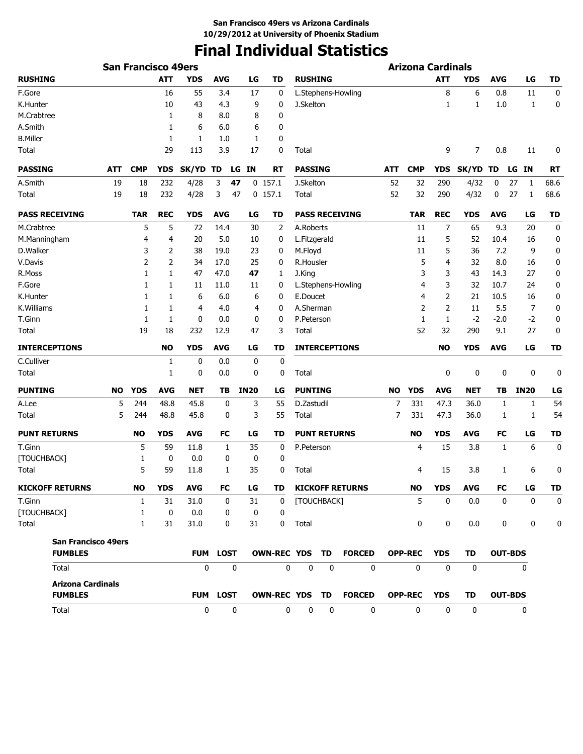San Francisco 49ers vs Arizona Cardinals
10/29/2012 at University of Phoenix Stadium

# Final Individual Statistics

## San Francisco 49ers

| RUSHING | ATT | YDS | AVG | LG | TD |
|---|---|---|---|---|---|
| F.Gore | 16 | 55 | 3.4 | 17 | 0 |
| K.Hunter | 10 | 43 | 4.3 | 9 | 0 |
| M.Crabtree | 1 | 8 | 8.0 | 8 | 0 |
| A.Smith | 1 | 6 | 6.0 | 6 | 0 |
| B.Miller | 1 | 1 | 1.0 | 1 | 0 |
| Total | 29 | 113 | 3.9 | 17 | 0 |

| PASSING | ATT | CMP | YDS | SK/YD | TD | LG | IN | RT |
|---|---|---|---|---|---|---|---|---|
| A.Smith | 19 | 18 | 232 | 4/28 | 3 | **47** | 0 | 157.1 |
| Total | 19 | 18 | 232 | 4/28 | 3 | 47 | 0 | 157.1 |

| PASS RECEIVING | TAR | REC | YDS | AVG | LG | TD |
|---|---|---|---|---|---|---|
| M.Crabtree | 5 | 5 | 72 | 14.4 | 30 | 2 |
| M.Manningham | 4 | 4 | 20 | 5.0 | 10 | 0 |
| D.Walker | 3 | 2 | 38 | 19.0 | 23 | 0 |
| V.Davis | 2 | 2 | 34 | 17.0 | 25 | 0 |
| R.Moss | 1 | 1 | 47 | 47.0 | **47** | 1 |
| F.Gore | 1 | 1 | 11 | 11.0 | 11 | 0 |
| K.Hunter | 1 | 1 | 6 | 6.0 | 6 | 0 |
| K.Williams | 1 | 1 | 4 | 4.0 | 4 | 0 |
| T.Ginn | 1 | 1 | 0 | 0.0 | 0 | 0 |
| Total | 19 | 18 | 232 | 12.9 | 47 | 3 |

| INTERCEPTIONS | NO | YDS | AVG | LG | TD |
|---|---|---|---|---|---|
| C.Culliver | 1 | 0 | 0.0 | 0 | 0 |
| Total | 1 | 0 | 0.0 | 0 | 0 |

| PUNTING | NO | YDS | AVG | NET | TB | IN20 | LG |
|---|---|---|---|---|---|---|---|
| A.Lee | 5 | 244 | 48.8 | 45.8 | 0 | 3 | 55 |
| Total | 5 | 244 | 48.8 | 45.8 | 0 | 3 | 55 |

| PUNT RETURNS | NO | YDS | AVG | FC | LG | TD |
|---|---|---|---|---|---|---|
| T.Ginn | 5 | 59 | 11.8 | 1 | 35 | 0 |
| [TOUCHBACK] | 1 | 0 | 0.0 | 0 | 0 | 0 |
| Total | 5 | 59 | 11.8 | 1 | 35 | 0 |

| KICKOFF RETURNS | NO | YDS | AVG | FC | LG | TD |
|---|---|---|---|---|---|---|
| T.Ginn | 1 | 31 | 31.0 | 0 | 31 | 0 |
| [TOUCHBACK] | 1 | 0 | 0.0 | 0 | 0 | 0 |
| Total | 1 | 31 | 31.0 | 0 | 31 | 0 |

## Arizona Cardinals

| RUSHING | ATT | YDS | AVG | LG | TD |
|---|---|---|---|---|---|
| L.Stephens-Howling | 8 | 6 | 0.8 | 11 | 0 |
| J.Skelton | 1 | 1 | 1.0 | 1 | 0 |
| Total | 9 | 7 | 0.8 | 11 | 0 |

| PASSING | ATT | CMP | YDS | SK/YD | TD | LG | IN | RT |
|---|---|---|---|---|---|---|---|---|
| J.Skelton | 52 | 32 | 290 | 4/32 | 0 | 27 | 1 | 68.6 |
| Total | 52 | 32 | 290 | 4/32 | 0 | 27 | 1 | 68.6 |

| PASS RECEIVING | TAR | REC | YDS | AVG | LG | TD |
|---|---|---|---|---|---|---|
| A.Roberts | 11 | 7 | 65 | 9.3 | 20 | 0 |
| L.Fitzgerald | 11 | 5 | 52 | 10.4 | 16 | 0 |
| M.Floyd | 11 | 5 | 36 | 7.2 | 9 | 0 |
| R.Housler | 5 | 4 | 32 | 8.0 | 16 | 0 |
| J.King | 3 | 3 | 43 | 14.3 | 27 | 0 |
| L.Stephens-Howling | 4 | 3 | 32 | 10.7 | 24 | 0 |
| E.Doucet | 4 | 2 | 21 | 10.5 | 16 | 0 |
| A.Sherman | 2 | 2 | 11 | 5.5 | 7 | 0 |
| P.Peterson | 1 | 1 | -2 | -2.0 | -2 | 0 |
| Total | 52 | 32 | 290 | 9.1 | 27 | 0 |

| INTERCEPTIONS | NO | YDS | AVG | LG | TD |
|---|---|---|---|---|---|
| Total | 0 | 0 | 0 | 0 | 0 |

| PUNTING | NO | YDS | AVG | NET | TB | IN20 | LG |
|---|---|---|---|---|---|---|---|
| D.Zastudil | 7 | 331 | 47.3 | 36.0 | 1 | 1 | 54 |
| Total | 7 | 331 | 47.3 | 36.0 | 1 | 1 | 54 |

| PUNT RETURNS | NO | YDS | AVG | FC | LG | TD |
|---|---|---|---|---|---|---|
| P.Peterson | 4 | 15 | 3.8 | 1 | 6 | 0 |
| Total | 4 | 15 | 3.8 | 1 | 6 | 0 |

| KICKOFF RETURNS | NO | YDS | AVG | FC | LG | TD |
|---|---|---|---|---|---|---|
| [TOUCHBACK] | 5 | 0 | 0.0 | 0 | 0 | 0 |
| Total | 0 | 0 | 0.0 | 0 | 0 | 0 |

## Fumbles

**San Francisco 49ers**

| FUMBLES | FUM | LOST | OWN-REC | YDS | TD | FORCED | OPP-REC | YDS | TD | OUT-BDS |
|---|---|---|---|---|---|---|---|---|---|---|
| Total | 0 | 0 | 0 | 0 | 0 | 0 | 0 | 0 | 0 | 0 |

**Arizona Cardinals**

| FUMBLES | FUM | LOST | OWN-REC | YDS | TD | FORCED | OPP-REC | YDS | TD | OUT-BDS |
|---|---|---|---|---|---|---|---|---|---|---|
| Total | 0 | 0 | 0 | 0 | 0 | 0 | 0 | 0 | 0 | 0 |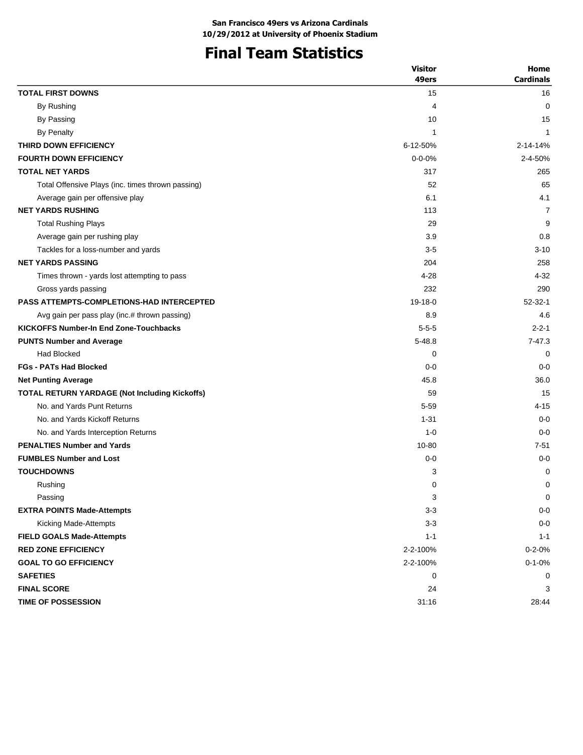**San Francisco 49ers vs Arizona Cardinals**
**10/29/2012 at University of Phoenix Stadium**

# Final Team Statistics

| | Visitor 49ers | Home Cardinals |
|---|---|---|
| **TOTAL FIRST DOWNS** | 15 | 16 |
| By Rushing | 4 | 0 |
| By Passing | 10 | 15 |
| By Penalty | 1 | 1 |
| **THIRD DOWN EFFICIENCY** | 6-12-50% | 2-14-14% |
| **FOURTH DOWN EFFICIENCY** | 0-0-0% | 2-4-50% |
| **TOTAL NET YARDS** | 317 | 265 |
| Total Offensive Plays (inc. times thrown passing) | 52 | 65 |
| Average gain per offensive play | 6.1 | 4.1 |
| **NET YARDS RUSHING** | 113 | 7 |
| Total Rushing Plays | 29 | 9 |
| Average gain per rushing play | 3.9 | 0.8 |
| Tackles for a loss-number and yards | 3-5 | 3-10 |
| **NET YARDS PASSING** | 204 | 258 |
| Times thrown - yards lost attempting to pass | 4-28 | 4-32 |
| Gross yards passing | 232 | 290 |
| **PASS ATTEMPTS-COMPLETIONS-HAD INTERCEPTED** | 19-18-0 | 52-32-1 |
| Avg gain per pass play (inc.# thrown passing) | 8.9 | 4.6 |
| **KICKOFFS Number-In End Zone-Touchbacks** | 5-5-5 | 2-2-1 |
| **PUNTS Number and Average** | 5-48.8 | 7-47.3 |
| Had Blocked | 0 | 0 |
| **FGs - PATs Had Blocked** | 0-0 | 0-0 |
| **Net Punting Average** | 45.8 | 36.0 |
| **TOTAL RETURN YARDAGE (Not Including Kickoffs)** | 59 | 15 |
| No. and Yards Punt Returns | 5-59 | 4-15 |
| No. and Yards Kickoff Returns | 1-31 | 0-0 |
| No. and Yards Interception Returns | 1-0 | 0-0 |
| **PENALTIES Number and Yards** | 10-80 | 7-51 |
| **FUMBLES Number and Lost** | 0-0 | 0-0 |
| **TOUCHDOWNS** | 3 | 0 |
| Rushing | 0 | 0 |
| Passing | 3 | 0 |
| **EXTRA POINTS Made-Attempts** | 3-3 | 0-0 |
| Kicking Made-Attempts | 3-3 | 0-0 |
| **FIELD GOALS Made-Attempts** | 1-1 | 1-1 |
| **RED ZONE EFFICIENCY** | 2-2-100% | 0-2-0% |
| **GOAL TO GO EFFICIENCY** | 2-2-100% | 0-1-0% |
| **SAFETIES** | 0 | 0 |
| **FINAL SCORE** | 24 | 3 |
| **TIME OF POSSESSION** | 31:16 | 28:44 |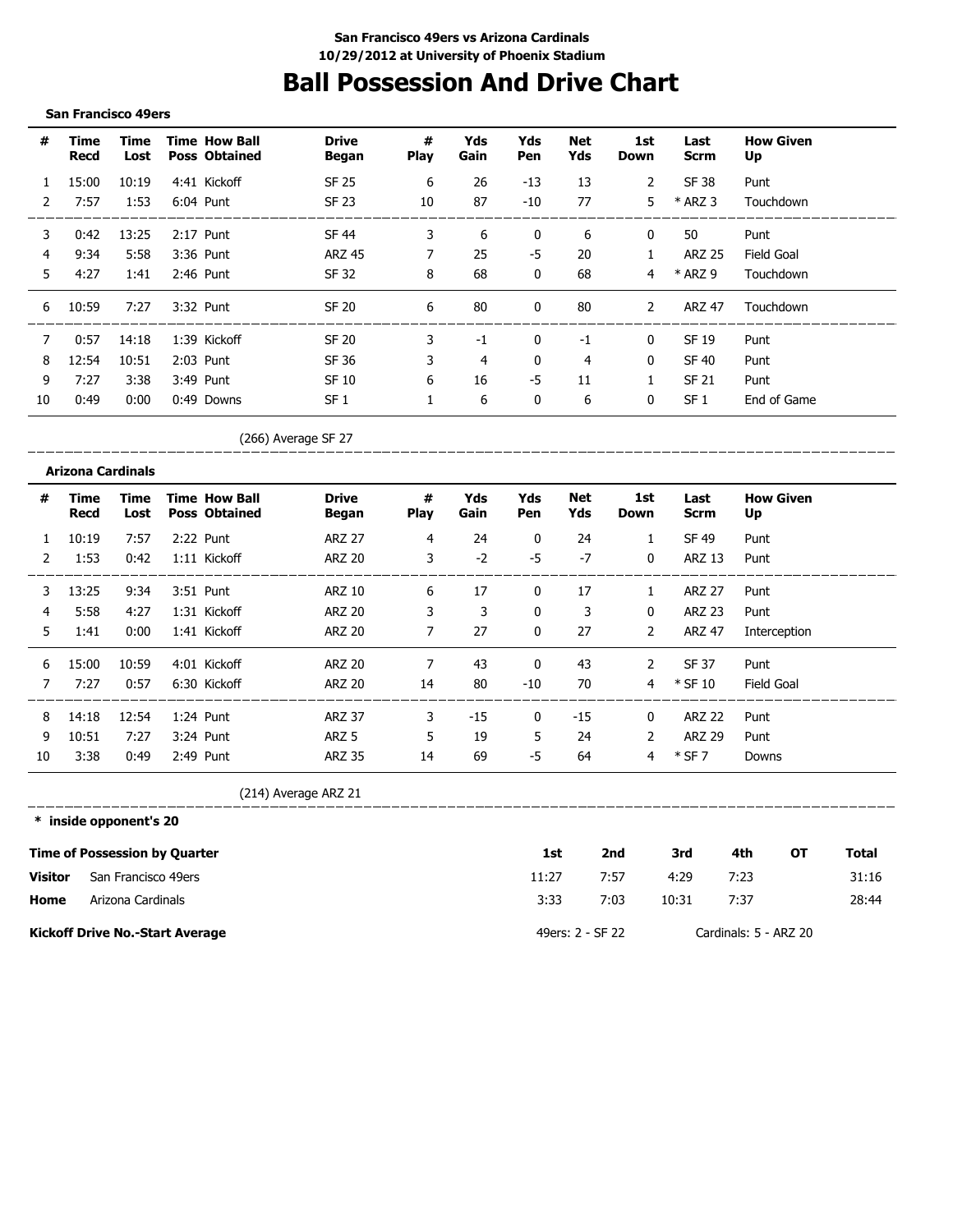**San Francisco 49ers vs Arizona Cardinals**
**10/29/2012 at University of Phoenix Stadium**

# Ball Possession And Drive Chart

## San Francisco 49ers

| # | Time Recd | Time Lost | Time Poss | How Ball Obtained | Drive Began | # Play | Yds Gain | Yds Pen | Net Yds | 1st Down | Last Scrm | How Given Up |
|---|---|---|---|---|---|---|---|---|---|---|---|---|
| 1 | 15:00 | 10:19 | 4:41 | Kickoff | SF 25 | 6 | 26 | -13 | 13 | 2 | SF 38 | Punt |
| 2 | 7:57 | 1:53 | 6:04 | Punt | SF 23 | 10 | 87 | -10 | 77 | 5 | * ARZ 3 | Touchdown |
| 3 | 0:42 | 13:25 | 2:17 | Punt | SF 44 | 3 | 6 | 0 | 6 | 0 | 50 | Punt |
| 4 | 9:34 | 5:58 | 3:36 | Punt | ARZ 45 | 7 | 25 | -5 | 20 | 1 | ARZ 25 | Field Goal |
| 5 | 4:27 | 1:41 | 2:46 | Punt | SF 32 | 8 | 68 | 0 | 68 | 4 | * ARZ 9 | Touchdown |
| 6 | 10:59 | 7:27 | 3:32 | Punt | SF 20 | 6 | 80 | 0 | 80 | 2 | ARZ 47 | Touchdown |
| 7 | 0:57 | 14:18 | 1:39 | Kickoff | SF 20 | 3 | -1 | 0 | -1 | 0 | SF 19 | Punt |
| 8 | 12:54 | 10:51 | 2:03 | Punt | SF 36 | 3 | 4 | 0 | 4 | 0 | SF 40 | Punt |
| 9 | 7:27 | 3:38 | 3:49 | Punt | SF 10 | 6 | 16 | -5 | 11 | 1 | SF 21 | Punt |
| 10 | 0:49 | 0:00 | 0:49 | Downs | SF 1 | 1 | 6 | 0 | 6 | 0 | SF 1 | End of Game |

(266) Average SF 27

## Arizona Cardinals

| # | Time Recd | Time Lost | Time Poss | How Ball Obtained | Drive Began | # Play | Yds Gain | Yds Pen | Net Yds | 1st Down | Last Scrm | How Given Up |
|---|---|---|---|---|---|---|---|---|---|---|---|---|
| 1 | 10:19 | 7:57 | 2:22 | Punt | ARZ 27 | 4 | 24 | 0 | 24 | 1 | SF 49 | Punt |
| 2 | 1:53 | 0:42 | 1:11 | Kickoff | ARZ 20 | 3 | -2 | -5 | -7 | 0 | ARZ 13 | Punt |
| 3 | 13:25 | 9:34 | 3:51 | Punt | ARZ 10 | 6 | 17 | 0 | 17 | 1 | ARZ 27 | Punt |
| 4 | 5:58 | 4:27 | 1:31 | Kickoff | ARZ 20 | 3 | 3 | 0 | 3 | 0 | ARZ 23 | Punt |
| 5 | 1:41 | 0:00 | 1:41 | Kickoff | ARZ 20 | 7 | 27 | 0 | 27 | 2 | ARZ 47 | Interception |
| 6 | 15:00 | 10:59 | 4:01 | Kickoff | ARZ 20 | 7 | 43 | 0 | 43 | 2 | SF 37 | Punt |
| 7 | 7:27 | 0:57 | 6:30 | Kickoff | ARZ 20 | 14 | 80 | -10 | 70 | 4 | * SF 10 | Field Goal |
| 8 | 14:18 | 12:54 | 1:24 | Punt | ARZ 37 | 3 | -15 | 0 | -15 | 0 | ARZ 22 | Punt |
| 9 | 10:51 | 7:27 | 3:24 | Punt | ARZ 5 | 5 | 19 | 5 | 24 | 2 | ARZ 29 | Punt |
| 10 | 3:38 | 0:49 | 2:49 | Punt | ARZ 35 | 14 | 69 | -5 | 64 | 4 | * SF 7 | Downs |

(214) Average ARZ 21

\* inside opponent's 20

**Time of Possession by Quarter**

| | | 1st | 2nd | 3rd | 4th | OT | Total |
|---|---|---|---|---|---|---|---|
| **Visitor** | San Francisco 49ers | 11:27 | 7:57 | 4:29 | 7:23 | | 31:16 |
| **Home** | Arizona Cardinals | 3:33 | 7:03 | 10:31 | 7:37 | | 28:44 |

**Kickoff Drive No.-Start Average** — 49ers: 2 - SF 22 — Cardinals: 5 - ARZ 20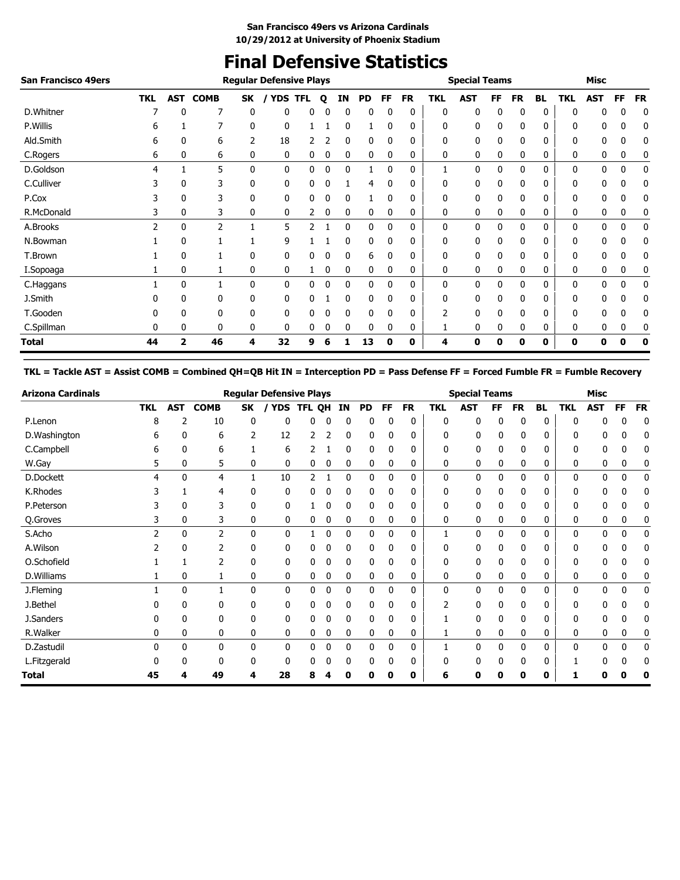San Francisco 49ers vs Arizona Cardinals
10/29/2012 at University of Phoenix Stadium

# Final Defensive Statistics

| San Francisco 49ers | Regular Defensive Plays | | | | | | | | | | | Special Teams | | | | | Misc | | | |
|---|---|---|---|---|---|---|---|---|---|---|---|---|---|---|---|---|---|---|---|---|
| | TKL | AST | COMB | SK | / YDS | TFL | Q | IN | PD | FF | FR | TKL | AST | FF | FR | BL | TKL | AST | FF | FR |
| D.Whitner | 7 | 0 | 7 | 0 | 0 | 0 | 0 | 0 | 0 | 0 | 0 | 0 | 0 | 0 | 0 | 0 | 0 | 0 | 0 | 0 |
| P.Willis | 6 | 1 | 7 | 0 | 0 | 1 | 1 | 0 | 1 | 0 | 0 | 0 | 0 | 0 | 0 | 0 | 0 | 0 | 0 | 0 |
| Ald.Smith | 6 | 0 | 6 | 2 | 18 | 2 | 2 | 0 | 0 | 0 | 0 | 0 | 0 | 0 | 0 | 0 | 0 | 0 | 0 | 0 |
| C.Rogers | 6 | 0 | 6 | 0 | 0 | 0 | 0 | 0 | 0 | 0 | 0 | 0 | 0 | 0 | 0 | 0 | 0 | 0 | 0 | 0 |
| D.Goldson | 4 | 1 | 5 | 0 | 0 | 0 | 0 | 0 | 1 | 0 | 0 | 1 | 0 | 0 | 0 | 0 | 0 | 0 | 0 | 0 |
| C.Culliver | 3 | 0 | 3 | 0 | 0 | 0 | 0 | 1 | 4 | 0 | 0 | 0 | 0 | 0 | 0 | 0 | 0 | 0 | 0 | 0 |
| P.Cox | 3 | 0 | 3 | 0 | 0 | 0 | 0 | 0 | 1 | 0 | 0 | 0 | 0 | 0 | 0 | 0 | 0 | 0 | 0 | 0 |
| R.McDonald | 3 | 0 | 3 | 0 | 0 | 2 | 0 | 0 | 0 | 0 | 0 | 0 | 0 | 0 | 0 | 0 | 0 | 0 | 0 | 0 |
| A.Brooks | 2 | 0 | 2 | 1 | 5 | 2 | 1 | 0 | 0 | 0 | 0 | 0 | 0 | 0 | 0 | 0 | 0 | 0 | 0 | 0 |
| N.Bowman | 1 | 0 | 1 | 1 | 9 | 1 | 1 | 0 | 0 | 0 | 0 | 0 | 0 | 0 | 0 | 0 | 0 | 0 | 0 | 0 |
| T.Brown | 1 | 0 | 1 | 0 | 0 | 0 | 0 | 0 | 6 | 0 | 0 | 0 | 0 | 0 | 0 | 0 | 0 | 0 | 0 | 0 |
| I.Sopoaga | 1 | 0 | 1 | 0 | 0 | 1 | 0 | 0 | 0 | 0 | 0 | 0 | 0 | 0 | 0 | 0 | 0 | 0 | 0 | 0 |
| C.Haggans | 1 | 0 | 1 | 0 | 0 | 0 | 0 | 0 | 0 | 0 | 0 | 0 | 0 | 0 | 0 | 0 | 0 | 0 | 0 | 0 |
| J.Smith | 0 | 0 | 0 | 0 | 0 | 0 | 1 | 0 | 0 | 0 | 0 | 0 | 0 | 0 | 0 | 0 | 0 | 0 | 0 | 0 |
| T.Gooden | 0 | 0 | 0 | 0 | 0 | 0 | 0 | 0 | 0 | 0 | 0 | 2 | 0 | 0 | 0 | 0 | 0 | 0 | 0 | 0 |
| C.Spillman | 0 | 0 | 0 | 0 | 0 | 0 | 0 | 0 | 0 | 0 | 0 | 1 | 0 | 0 | 0 | 0 | 0 | 0 | 0 | 0 |
| **Total** | **44** | **2** | **46** | **4** | **32** | **9** | **6** | **1** | **13** | **0** | **0** | **4** | **0** | **0** | **0** | **0** | **0** | **0** | **0** | **0** |

**TKL = Tackle AST = Assist COMB = Combined QH=QB Hit IN = Interception PD = Pass Defense FF = Forced Fumble FR = Fumble Recovery**

| Arizona Cardinals | Regular Defensive Plays | | | | | | | | | | | Special Teams | | | | | Misc | | | |
|---|---|---|---|---|---|---|---|---|---|---|---|---|---|---|---|---|---|---|---|---|
| | TKL | AST | COMB | SK | / YDS | TFL | QH | IN | PD | FF | FR | TKL | AST | FF | FR | BL | TKL | AST | FF | FR |
| P.Lenon | 8 | 2 | 10 | 0 | 0 | 0 | 0 | 0 | 0 | 0 | 0 | 0 | 0 | 0 | 0 | 0 | 0 | 0 | 0 | 0 |
| D.Washington | 6 | 0 | 6 | 2 | 12 | 2 | 2 | 0 | 0 | 0 | 0 | 0 | 0 | 0 | 0 | 0 | 0 | 0 | 0 | 0 |
| C.Campbell | 6 | 0 | 6 | 1 | 6 | 2 | 1 | 0 | 0 | 0 | 0 | 0 | 0 | 0 | 0 | 0 | 0 | 0 | 0 | 0 |
| W.Gay | 5 | 0 | 5 | 0 | 0 | 0 | 0 | 0 | 0 | 0 | 0 | 0 | 0 | 0 | 0 | 0 | 0 | 0 | 0 | 0 |
| D.Dockett | 4 | 0 | 4 | 1 | 10 | 2 | 1 | 0 | 0 | 0 | 0 | 0 | 0 | 0 | 0 | 0 | 0 | 0 | 0 | 0 |
| K.Rhodes | 3 | 1 | 4 | 0 | 0 | 0 | 0 | 0 | 0 | 0 | 0 | 0 | 0 | 0 | 0 | 0 | 0 | 0 | 0 | 0 |
| P.Peterson | 3 | 0 | 3 | 0 | 0 | 1 | 0 | 0 | 0 | 0 | 0 | 0 | 0 | 0 | 0 | 0 | 0 | 0 | 0 | 0 |
| Q.Groves | 3 | 0 | 3 | 0 | 0 | 0 | 0 | 0 | 0 | 0 | 0 | 0 | 0 | 0 | 0 | 0 | 0 | 0 | 0 | 0 |
| S.Acho | 2 | 0 | 2 | 0 | 0 | 1 | 0 | 0 | 0 | 0 | 0 | 1 | 0 | 0 | 0 | 0 | 0 | 0 | 0 | 0 |
| A.Wilson | 2 | 0 | 2 | 0 | 0 | 0 | 0 | 0 | 0 | 0 | 0 | 0 | 0 | 0 | 0 | 0 | 0 | 0 | 0 | 0 |
| O.Schofield | 1 | 1 | 2 | 0 | 0 | 0 | 0 | 0 | 0 | 0 | 0 | 0 | 0 | 0 | 0 | 0 | 0 | 0 | 0 | 0 |
| D.Williams | 1 | 0 | 1 | 0 | 0 | 0 | 0 | 0 | 0 | 0 | 0 | 0 | 0 | 0 | 0 | 0 | 0 | 0 | 0 | 0 |
| J.Fleming | 1 | 0 | 1 | 0 | 0 | 0 | 0 | 0 | 0 | 0 | 0 | 0 | 0 | 0 | 0 | 0 | 0 | 0 | 0 | 0 |
| J.Bethel | 0 | 0 | 0 | 0 | 0 | 0 | 0 | 0 | 0 | 0 | 0 | 2 | 0 | 0 | 0 | 0 | 0 | 0 | 0 | 0 |
| J.Sanders | 0 | 0 | 0 | 0 | 0 | 0 | 0 | 0 | 0 | 0 | 0 | 1 | 0 | 0 | 0 | 0 | 0 | 0 | 0 | 0 |
| R.Walker | 0 | 0 | 0 | 0 | 0 | 0 | 0 | 0 | 0 | 0 | 0 | 1 | 0 | 0 | 0 | 0 | 0 | 0 | 0 | 0 |
| D.Zastudil | 0 | 0 | 0 | 0 | 0 | 0 | 0 | 0 | 0 | 0 | 0 | 1 | 0 | 0 | 0 | 0 | 0 | 0 | 0 | 0 |
| L.Fitzgerald | 0 | 0 | 0 | 0 | 0 | 0 | 0 | 0 | 0 | 0 | 0 | 0 | 0 | 0 | 0 | 0 | 1 | 0 | 0 | 0 |
| **Total** | **45** | **4** | **49** | **4** | **28** | **8** | **4** | **0** | **0** | **0** | **0** | **6** | **0** | **0** | **0** | **0** | **1** | **0** | **0** | **0** |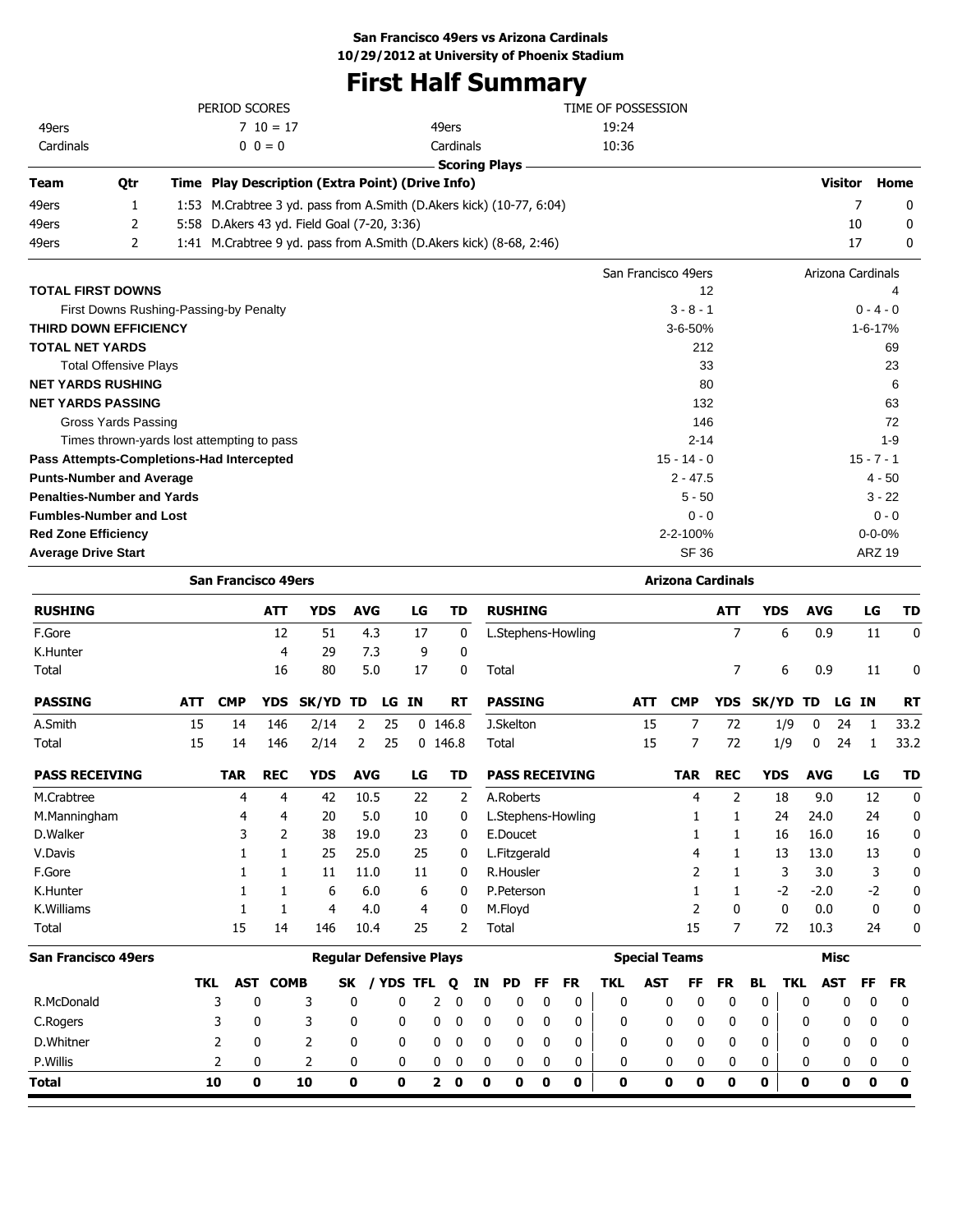**San Francisco 49ers vs Arizona Cardinals**
**10/29/2012 at University of Phoenix Stadium**

# First Half Summary

| PERIOD SCORES | | | TIME OF POSSESSION | |
|---|---|---|---|---|
| 49ers | 7 10 = 17 | | 49ers | 19:24 |
| Cardinals | 0 0 = 0 | | Cardinals | 10:36 |

**Scoring Plays**

| Team | Qtr | Time | Play Description (Extra Point) (Drive Info) | Visitor | Home |
|---|---|---|---|---|---|
| 49ers | 1 | 1:53 | M.Crabtree 3 yd. pass from A.Smith (D.Akers kick) (10-77, 6:04) | 7 | 0 |
| 49ers | 2 | 5:58 | D.Akers 43 yd. Field Goal (7-20, 3:36) | 10 | 0 |
| 49ers | 2 | 1:41 | M.Crabtree 9 yd. pass from A.Smith (D.Akers kick) (8-68, 2:46) | 17 | 0 |

| | San Francisco 49ers | Arizona Cardinals |
|---|---|---|
| **TOTAL FIRST DOWNS** | 12 | 4 |
| First Downs Rushing-Passing-by Penalty | 3 - 8 - 1 | 0 - 4 - 0 |
| **THIRD DOWN EFFICIENCY** | 3-6-50% | 1-6-17% |
| **TOTAL NET YARDS** | 212 | 69 |
| Total Offensive Plays | 33 | 23 |
| **NET YARDS RUSHING** | 80 | 6 |
| **NET YARDS PASSING** | 132 | 63 |
| Gross Yards Passing | 146 | 72 |
| Times thrown-yards lost attempting to pass | 2-14 | 1-9 |
| **Pass Attempts-Completions-Had Intercepted** | 15 - 14 - 0 | 15 - 7 - 1 |
| **Punts-Number and Average** | 2 - 47.5 | 4 - 50 |
| **Penalties-Number and Yards** | 5 - 50 | 3 - 22 |
| **Fumbles-Number and Lost** | 0 - 0 | 0 - 0 |
| **Red Zone Efficiency** | 2-2-100% | 0-0-0% |
| **Average Drive Start** | SF 36 | ARZ 19 |

## San Francisco 49ers

| RUSHING | ATT | YDS | AVG | LG | TD |
|---|---|---|---|---|---|
| F.Gore | 12 | 51 | 4.3 | 17 | 0 |
| K.Hunter | 4 | 29 | 7.3 | 9 | 0 |
| Total | 16 | 80 | 5.0 | 17 | 0 |

| PASSING | ATT | CMP | YDS | SK/YD | TD | LG | IN | RT |
|---|---|---|---|---|---|---|---|---|
| A.Smith | 15 | 14 | 146 | 2/14 | 2 | 25 | 0 | 146.8 |
| Total | 15 | 14 | 146 | 2/14 | 2 | 25 | 0 | 146.8 |

| PASS RECEIVING | TAR | REC | YDS | AVG | LG | TD |
|---|---|---|---|---|---|---|
| M.Crabtree | 4 | 4 | 42 | 10.5 | 22 | 2 |
| M.Manningham | 4 | 4 | 20 | 5.0 | 10 | 0 |
| D.Walker | 3 | 2 | 38 | 19.0 | 23 | 0 |
| V.Davis | 1 | 1 | 25 | 25.0 | 25 | 0 |
| F.Gore | 1 | 1 | 11 | 11.0 | 11 | 0 |
| K.Hunter | 1 | 1 | 6 | 6.0 | 6 | 0 |
| K.Williams | 1 | 1 | 4 | 4.0 | 4 | 0 |
| Total | 15 | 14 | 146 | 10.4 | 25 | 2 |

## Arizona Cardinals

| RUSHING | ATT | YDS | AVG | LG | TD |
|---|---|---|---|---|---|
| L.Stephens-Howling | 7 | 6 | 0.9 | 11 | 0 |
| Total | 7 | 6 | 0.9 | 11 | 0 |

| PASSING | ATT | CMP | YDS | SK/YD | TD | LG | IN | RT |
|---|---|---|---|---|---|---|---|---|
| J.Skelton | 15 | 7 | 72 | 1/9 | 0 | 24 | 1 | 33.2 |
| Total | 15 | 7 | 72 | 1/9 | 0 | 24 | 1 | 33.2 |

| PASS RECEIVING | TAR | REC | YDS | AVG | LG | TD |
|---|---|---|---|---|---|---|
| A.Roberts | 4 | 2 | 18 | 9.0 | 12 | 0 |
| L.Stephens-Howling | 1 | 1 | 24 | 24.0 | 24 | 0 |
| E.Doucet | 1 | 1 | 16 | 16.0 | 16 | 0 |
| L.Fitzgerald | 4 | 1 | 13 | 13.0 | 13 | 0 |
| R.Housler | 2 | 1 | 3 | 3.0 | 3 | 0 |
| P.Peterson | 1 | 1 | -2 | -2.0 | -2 | 0 |
| M.Floyd | 2 | 0 | 0 | 0.0 | 0 | 0 |
| Total | 15 | 7 | 72 | 10.3 | 24 | 0 |

## San Francisco 49ers Defense

| | Regular Defensive Plays | | | | | | | | | | | Special Teams | | | | | Misc | | | |
|---|---|---|---|---|---|---|---|---|---|---|---|---|---|---|---|---|---|---|---|---|
| | TKL | AST | COMB | SK | / YDS | TFL | Q | IN | PD | FF | FR | TKL | AST | FF | FR | BL | TKL | AST | FF | FR |
| R.McDonald | 3 | 0 | 3 | 0 | 0 | 2 | 0 | 0 | 0 | 0 | 0 | 0 | 0 | 0 | 0 | 0 | 0 | 0 | 0 | 0 |
| C.Rogers | 3 | 0 | 3 | 0 | 0 | 0 | 0 | 0 | 0 | 0 | 0 | 0 | 0 | 0 | 0 | 0 | 0 | 0 | 0 | 0 |
| D.Whitner | 2 | 0 | 2 | 0 | 0 | 0 | 0 | 0 | 0 | 0 | 0 | 0 | 0 | 0 | 0 | 0 | 0 | 0 | 0 | 0 |
| P.Willis | 2 | 0 | 2 | 0 | 0 | 0 | 0 | 0 | 0 | 0 | 0 | 0 | 0 | 0 | 0 | 0 | 0 | 0 | 0 | 0 |
| **Total** | **10** | **0** | **10** | **0** | **0** | **2** | **0** | **0** | **0** | **0** | **0** | **0** | **0** | **0** | **0** | **0** | **0** | **0** | **0** | **0** |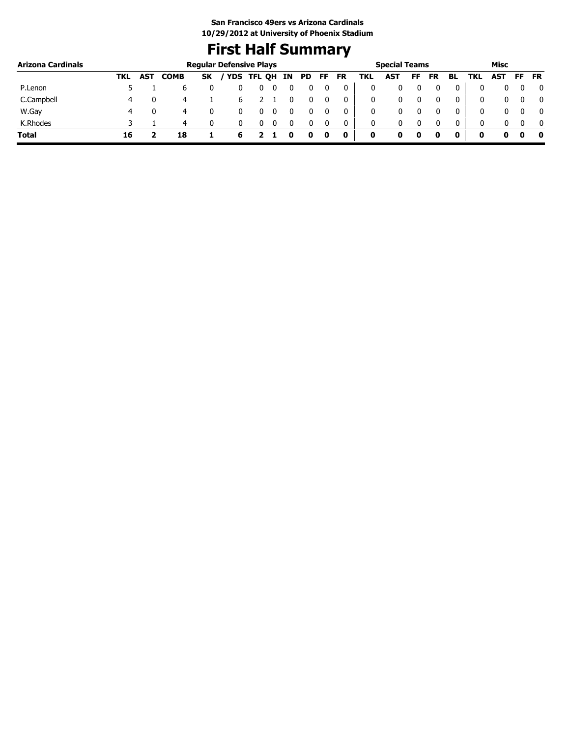**San Francisco 49ers vs Arizona Cardinals**
**10/29/2012 at University of Phoenix Stadium**

# First Half Summary

| Arizona Cardinals | Regular Defensive Plays | | | | | | | | | | | | Special Teams | | | | | Misc | | | |
|---|---|---|---|---|---|---|---|---|---|---|---|---|---|---|---|---|---|---|---|---|---|
| | TKL | AST | COMB | SK | / YDS | TFL | QH | IN | PD | FF | FR | TKL | AST | FF | FR | BL | TKL | AST | FF | FR |
| P.Lenon | 5 | 1 | 6 | 0 | 0 | 0 | 0 | 0 | 0 | 0 | 0 | 0 | 0 | 0 | 0 | 0 | 0 | 0 | 0 | 0 |
| C.Campbell | 4 | 0 | 4 | 1 | 6 | 2 | 1 | 0 | 0 | 0 | 0 | 0 | 0 | 0 | 0 | 0 | 0 | 0 | 0 | 0 |
| W.Gay | 4 | 0 | 4 | 0 | 0 | 0 | 0 | 0 | 0 | 0 | 0 | 0 | 0 | 0 | 0 | 0 | 0 | 0 | 0 | 0 |
| K.Rhodes | 3 | 1 | 4 | 0 | 0 | 0 | 0 | 0 | 0 | 0 | 0 | 0 | 0 | 0 | 0 | 0 | 0 | 0 | 0 | 0 |
| **Total** | **16** | **2** | **18** | **1** | **6** | **2** | **1** | **0** | **0** | **0** | **0** | **0** | **0** | **0** | **0** | **0** | **0** | **0** | **0** | **0** |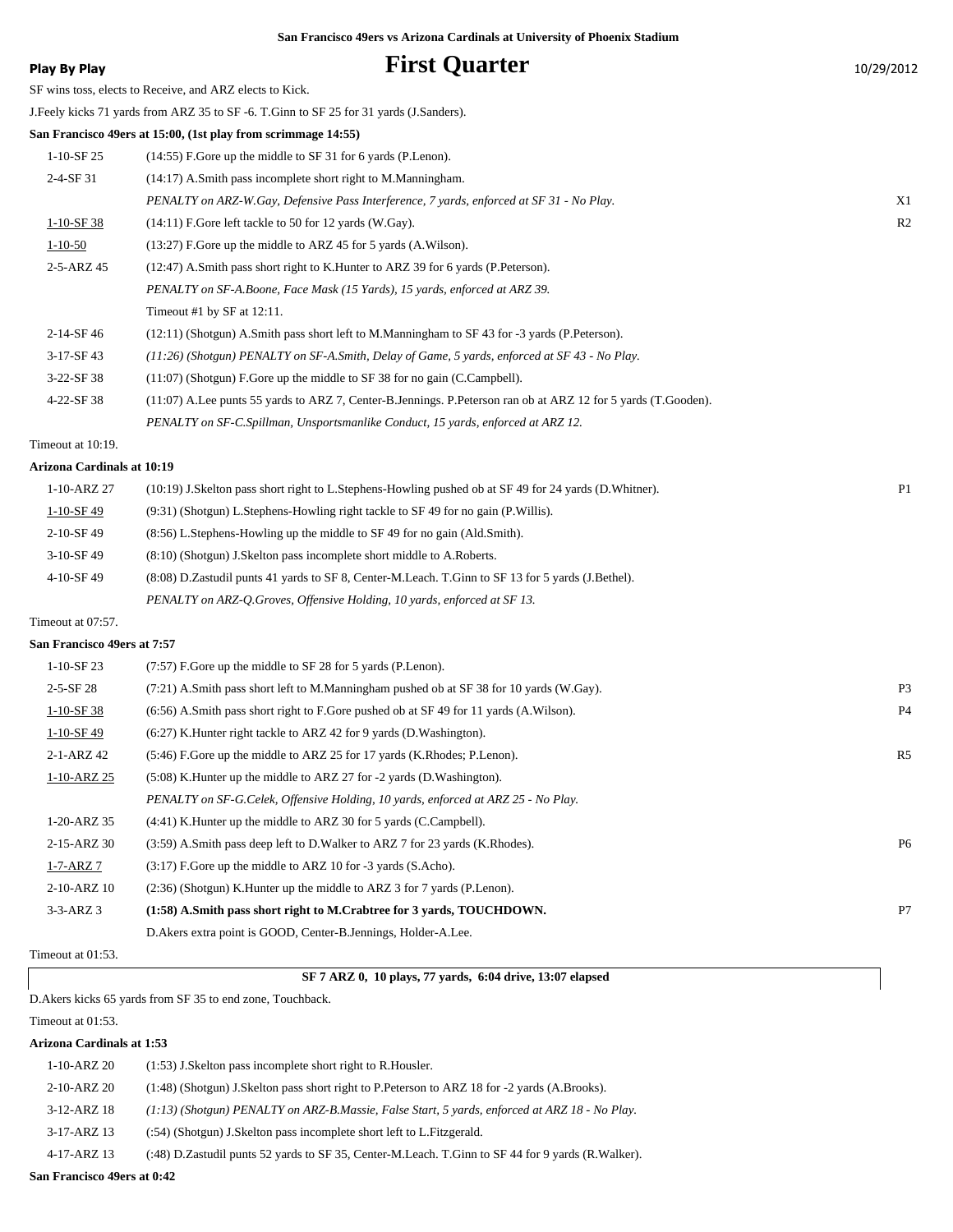**San Francisco 49ers vs Arizona Cardinals at University of Phoenix Stadium**

**Play By Play** 

# First Quarter

10/29/2012

SF wins toss, elects to Receive, and ARZ elects to Kick.

J.Feely kicks 71 yards from ARZ 35 to SF -6. T.Ginn to SF 25 for 31 yards (J.Sanders).

**San Francisco 49ers at 15:00, (1st play from scrimmage 14:55)**

| Down | Play | |
|---|---|---|
| 1-10-SF 25 | (14:55) F.Gore up the middle to SF 31 for 6 yards (P.Lenon). | |
| 2-4-SF 31 | (14:17) A.Smith pass incomplete short right to M.Manningham. | |
| | *PENALTY on ARZ-W.Gay, Defensive Pass Interference, 7 yards, enforced at SF 31 - No Play.* | X1 |
| 1-10-SF 38 | (14:11) F.Gore left tackle to 50 for 12 yards (W.Gay). | R2 |
| 1-10-50 | (13:27) F.Gore up the middle to ARZ 45 for 5 yards (A.Wilson). | |
| 2-5-ARZ 45 | (12:47) A.Smith pass short right to K.Hunter to ARZ 39 for 6 yards (P.Peterson). | |
| | *PENALTY on SF-A.Boone, Face Mask (15 Yards), 15 yards, enforced at ARZ 39.* | |
| | Timeout #1 by SF at 12:11. | |
| 2-14-SF 46 | (12:11) (Shotgun) A.Smith pass short left to M.Manningham to SF 43 for -3 yards (P.Peterson). | |
| 3-17-SF 43 | *(11:26) (Shotgun) PENALTY on SF-A.Smith, Delay of Game, 5 yards, enforced at SF 43 - No Play.* | |
| 3-22-SF 38 | (11:07) (Shotgun) F.Gore up the middle to SF 38 for no gain (C.Campbell). | |
| 4-22-SF 38 | (11:07) A.Lee punts 55 yards to ARZ 7, Center-B.Jennings. P.Peterson ran ob at ARZ 12 for 5 yards (T.Gooden). | |
| | *PENALTY on SF-C.Spillman, Unsportsmanlike Conduct, 15 yards, enforced at ARZ 12.* | |

Timeout at 10:19.

**Arizona Cardinals at 10:19**

| Down | Play | |
|---|---|---|
| 1-10-ARZ 27 | (10:19) J.Skelton pass short right to L.Stephens-Howling pushed ob at SF 49 for 24 yards (D.Whitner). | P1 |
| 1-10-SF 49 | (9:31) (Shotgun) L.Stephens-Howling right tackle to SF 49 for no gain (P.Willis). | |
| 2-10-SF 49 | (8:56) L.Stephens-Howling up the middle to SF 49 for no gain (Ald.Smith). | |
| 3-10-SF 49 | (8:10) (Shotgun) J.Skelton pass incomplete short middle to A.Roberts. | |
| 4-10-SF 49 | (8:08) D.Zastudil punts 41 yards to SF 8, Center-M.Leach. T.Ginn to SF 13 for 5 yards (J.Bethel). | |
| | *PENALTY on ARZ-Q.Groves, Offensive Holding, 10 yards, enforced at SF 13.* | |

Timeout at 07:57.

**San Francisco 49ers at 7:57**

| Down | Play | |
|---|---|---|
| 1-10-SF 23 | (7:57) F.Gore up the middle to SF 28 for 5 yards (P.Lenon). | |
| 2-5-SF 28 | (7:21) A.Smith pass short left to M.Manningham pushed ob at SF 38 for 10 yards (W.Gay). | P3 |
| 1-10-SF 38 | (6:56) A.Smith pass short right to F.Gore pushed ob at SF 49 for 11 yards (A.Wilson). | P4 |
| 1-10-SF 49 | (6:27) K.Hunter right tackle to ARZ 42 for 9 yards (D.Washington). | |
| 2-1-ARZ 42 | (5:46) F.Gore up the middle to ARZ 25 for 17 yards (K.Rhodes; P.Lenon). | R5 |
| 1-10-ARZ 25 | (5:08) K.Hunter up the middle to ARZ 27 for -2 yards (D.Washington). | |
| | *PENALTY on SF-G.Celek, Offensive Holding, 10 yards, enforced at ARZ 25 - No Play.* | |
| 1-20-ARZ 35 | (4:41) K.Hunter up the middle to ARZ 30 for 5 yards (C.Campbell). | |
| 2-15-ARZ 30 | (3:59) A.Smith pass deep left to D.Walker to ARZ 7 for 23 yards (K.Rhodes). | P6 |
| 1-7-ARZ 7 | (3:17) F.Gore up the middle to ARZ 10 for -3 yards (S.Acho). | |
| 2-10-ARZ 10 | (2:36) (Shotgun) K.Hunter up the middle to ARZ 3 for 7 yards (P.Lenon). | |
| 3-3-ARZ 3 | **(1:58) A.Smith pass short right to M.Crabtree for 3 yards, TOUCHDOWN.** | P7 |
| | D.Akers extra point is GOOD, Center-B.Jennings, Holder-A.Lee. | |

Timeout at 01:53.

**SF 7 ARZ 0, 10 plays, 77 yards, 6:04 drive, 13:07 elapsed**

D.Akers kicks 65 yards from SF 35 to end zone, Touchback.

Timeout at 01:53.

**Arizona Cardinals at 1:53**

| Down | Play |
|---|---|
| 1-10-ARZ 20 | (1:53) J.Skelton pass incomplete short right to R.Housler. |
| 2-10-ARZ 20 | (1:48) (Shotgun) J.Skelton pass short right to P.Peterson to ARZ 18 for -2 yards (A.Brooks). |
| 3-12-ARZ 18 | *(1:13) (Shotgun) PENALTY on ARZ-B.Massie, False Start, 5 yards, enforced at ARZ 18 - No Play.* |
| 3-17-ARZ 13 | (:54) (Shotgun) J.Skelton pass incomplete short left to L.Fitzgerald. |
| 4-17-ARZ 13 | (:48) D.Zastudil punts 52 yards to SF 35, Center-M.Leach. T.Ginn to SF 44 for 9 yards (R.Walker). |

**San Francisco 49ers at 0:42**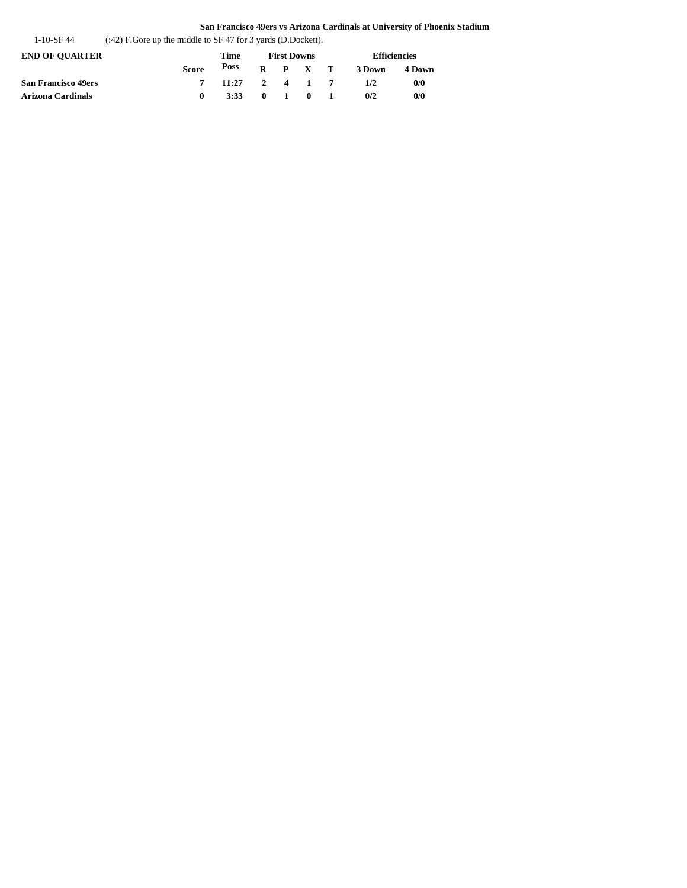**San Francisco 49ers vs Arizona Cardinals at University of Phoenix Stadium**

| | |
|---|---|
| 1-10-SF 44 | (:42) F.Gore up the middle to SF 47 for 3 yards (D.Dockett). |

| END OF QUARTER | Score | Time Poss | First Downs R | P | X | T | Efficiencies 3 Down | 4 Down |
|---|---|---|---|---|---|---|---|---|
| **San Francisco 49ers** | **7** | **11:27** | **2** | **4** | **1** | **7** | **1/2** | **0/0** |
| **Arizona Cardinals** | **0** | **3:33** | **0** | **1** | **0** | **1** | **0/2** | **0/0** |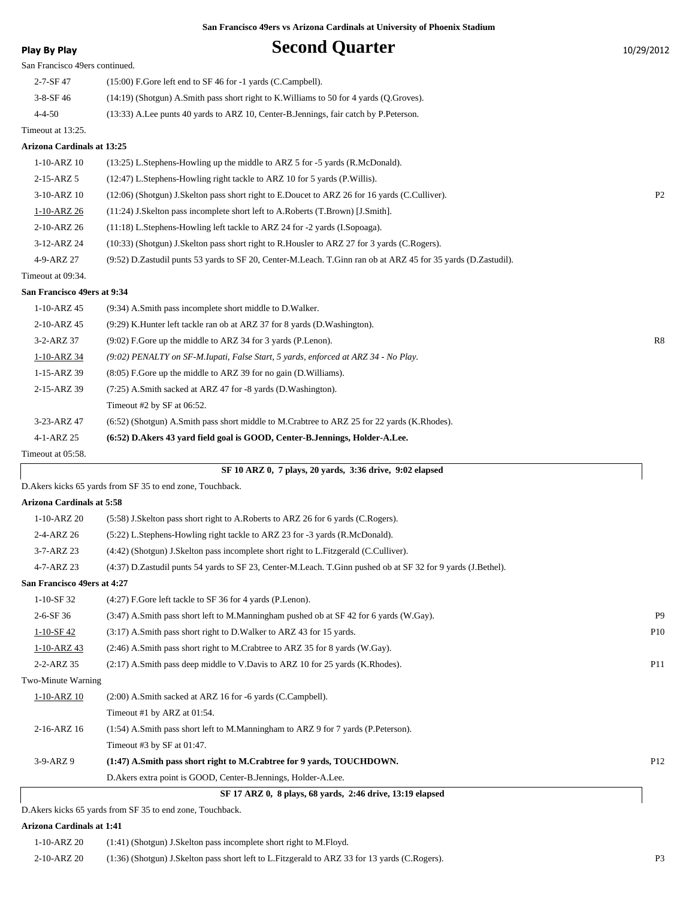San Francisco 49ers vs Arizona Cardinals at University of Phoenix Stadium

**Play By Play**

# Second Quarter

10/29/2012

San Francisco 49ers continued.

| | | |
|---|---|---|
| 2-7-SF 47 | (15:00) F.Gore left end to SF 46 for -1 yards (C.Campbell). | |
| 3-8-SF 46 | (14:19) (Shotgun) A.Smith pass short right to K.Williams to 50 for 4 yards (Q.Groves). | |
| 4-4-50 | (13:33) A.Lee punts 40 yards to ARZ 10, Center-B.Jennings, fair catch by P.Peterson. | |

Timeout at 13:25.

**Arizona Cardinals at 13:25**

| | | |
|---|---|---|
| 1-10-ARZ 10 | (13:25) L.Stephens-Howling up the middle to ARZ 5 for -5 yards (R.McDonald). | |
| 2-15-ARZ 5 | (12:47) L.Stephens-Howling right tackle to ARZ 10 for 5 yards (P.Willis). | |
| 3-10-ARZ 10 | (12:06) (Shotgun) J.Skelton pass short right to E.Doucet to ARZ 26 for 16 yards (C.Culliver). | P2 |
| 1-10-ARZ 26 | (11:24) J.Skelton pass incomplete short left to A.Roberts (T.Brown) [J.Smith]. | |
| 2-10-ARZ 26 | (11:18) L.Stephens-Howling left tackle to ARZ 24 for -2 yards (I.Sopoaga). | |
| 3-12-ARZ 24 | (10:33) (Shotgun) J.Skelton pass short right to R.Housler to ARZ 27 for 3 yards (C.Rogers). | |
| 4-9-ARZ 27 | (9:52) D.Zastudil punts 53 yards to SF 20, Center-M.Leach. T.Ginn ran ob at ARZ 45 for 35 yards (D.Zastudil). | |

Timeout at 09:34.

**San Francisco 49ers at 9:34**

| | | |
|---|---|---|
| 1-10-ARZ 45 | (9:34) A.Smith pass incomplete short middle to D.Walker. | |
| 2-10-ARZ 45 | (9:29) K.Hunter left tackle ran ob at ARZ 37 for 8 yards (D.Washington). | |
| 3-2-ARZ 37 | (9:02) F.Gore up the middle to ARZ 34 for 3 yards (P.Lenon). | R8 |
| 1-10-ARZ 34 | *(9:02) PENALTY on SF-M.Iupati, False Start, 5 yards, enforced at ARZ 34 - No Play.* | |
| 1-15-ARZ 39 | (8:05) F.Gore up the middle to ARZ 39 for no gain (D.Williams). | |
| 2-15-ARZ 39 | (7:25) A.Smith sacked at ARZ 47 for -8 yards (D.Washington). | |
| | Timeout #2 by SF at 06:52. | |
| 3-23-ARZ 47 | (6:52) (Shotgun) A.Smith pass short middle to M.Crabtree to ARZ 25 for 22 yards (K.Rhodes). | |
| 4-1-ARZ 25 | **(6:52) D.Akers 43 yard field goal is GOOD, Center-B.Jennings, Holder-A.Lee.** | |

Timeout at 05:58.

**SF 10 ARZ 0, 7 plays, 20 yards, 3:36 drive, 9:02 elapsed**

D.Akers kicks 65 yards from SF 35 to end zone, Touchback.

**Arizona Cardinals at 5:58**

| | | |
|---|---|---|
| 1-10-ARZ 20 | (5:58) J.Skelton pass short right to A.Roberts to ARZ 26 for 6 yards (C.Rogers). | |
| 2-4-ARZ 26 | (5:22) L.Stephens-Howling right tackle to ARZ 23 for -3 yards (R.McDonald). | |
| 3-7-ARZ 23 | (4:42) (Shotgun) J.Skelton pass incomplete short right to L.Fitzgerald (C.Culliver). | |
| 4-7-ARZ 23 | (4:37) D.Zastudil punts 54 yards to SF 23, Center-M.Leach. T.Ginn pushed ob at SF 32 for 9 yards (J.Bethel). | |

**San Francisco 49ers at 4:27**

| | | |
|---|---|---|
| 1-10-SF 32 | (4:27) F.Gore left tackle to SF 36 for 4 yards (P.Lenon). | |
| 2-6-SF 36 | (3:47) A.Smith pass short left to M.Manningham pushed ob at SF 42 for 6 yards (W.Gay). | P9 |
| 1-10-SF 42 | (3:17) A.Smith pass short right to D.Walker to ARZ 43 for 15 yards. | P10 |
| 1-10-ARZ 43 | (2:46) A.Smith pass short right to M.Crabtree to ARZ 35 for 8 yards (W.Gay). | |
| 2-2-ARZ 35 | (2:17) A.Smith pass deep middle to V.Davis to ARZ 10 for 25 yards (K.Rhodes). | P11 |

Two-Minute Warning

| | | |
|---|---|---|
| 1-10-ARZ 10 | (2:00) A.Smith sacked at ARZ 16 for -6 yards (C.Campbell). | |
| | Timeout #1 by ARZ at 01:54. | |
| 2-16-ARZ 16 | (1:54) A.Smith pass short left to M.Manningham to ARZ 9 for 7 yards (P.Peterson). | |
| | Timeout #3 by SF at 01:47. | |
| 3-9-ARZ 9 | **(1:47) A.Smith pass short right to M.Crabtree for 9 yards, TOUCHDOWN.** | P12 |
| | D.Akers extra point is GOOD, Center-B.Jennings, Holder-A.Lee. | |

**SF 17 ARZ 0, 8 plays, 68 yards, 2:46 drive, 13:19 elapsed**

D.Akers kicks 65 yards from SF 35 to end zone, Touchback.

**Arizona Cardinals at 1:41**

| | | |
|---|---|---|
| 1-10-ARZ 20 | (1:41) (Shotgun) J.Skelton pass incomplete short right to M.Floyd. | |
| 2-10-ARZ 20 | (1:36) (Shotgun) J.Skelton pass short left to L.Fitzgerald to ARZ 33 for 13 yards (C.Rogers). | P3 |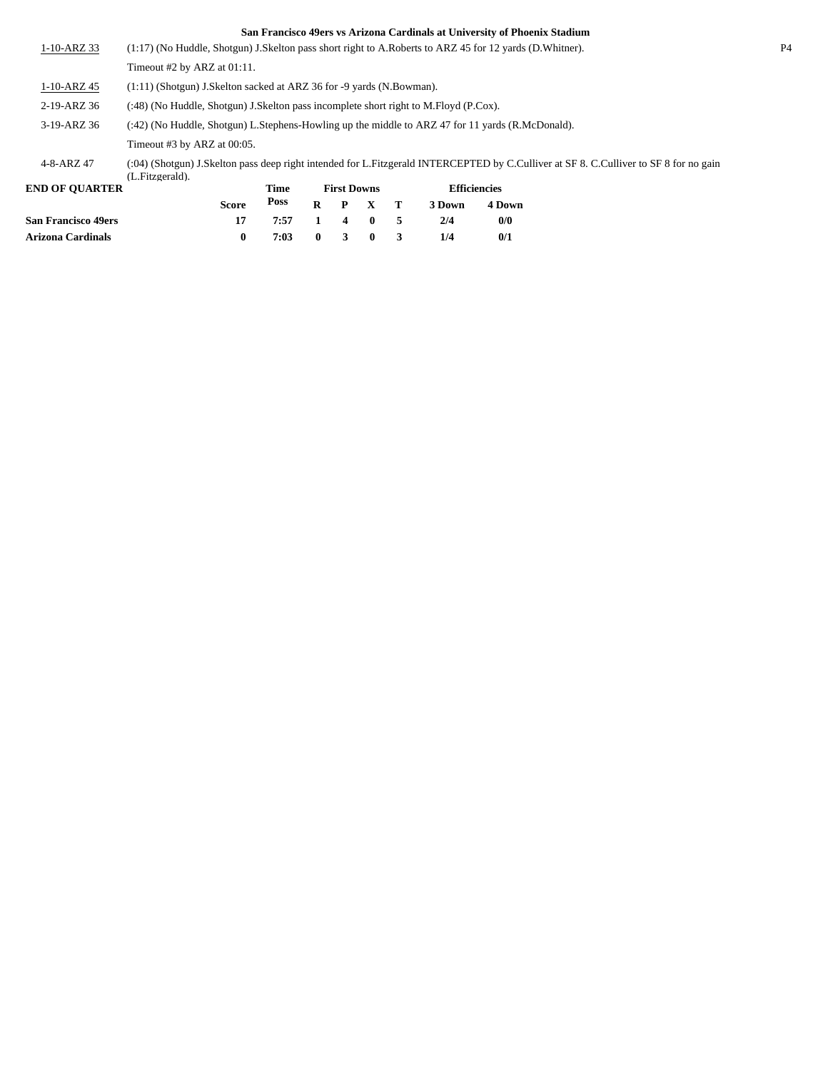**San Francisco 49ers vs Arizona Cardinals at University of Phoenix Stadium**

| | |
|---|---|
| 1-10-ARZ 33 | (1:17) (No Huddle, Shotgun) J.Skelton pass short right to A.Roberts to ARZ 45 for 12 yards (D.Whitner). |
| | Timeout #2 by ARZ at 01:11. |
| 1-10-ARZ 45 | (1:11) (Shotgun) J.Skelton sacked at ARZ 36 for -9 yards (N.Bowman). |
| 2-19-ARZ 36 | (:48) (No Huddle, Shotgun) J.Skelton pass incomplete short right to M.Floyd (P.Cox). |
| 3-19-ARZ 36 | (:42) (No Huddle, Shotgun) L.Stephens-Howling up the middle to ARZ 47 for 11 yards (R.McDonald). |
| | Timeout #3 by ARZ at 00:05. |
| 4-8-ARZ 47 | (:04) (Shotgun) J.Skelton pass deep right intended for L.Fitzgerald INTERCEPTED by C.Culliver at SF 8. C.Culliver to SF 8 for no gain (L.Fitzgerald). |

**END OF QUARTER**

| | Score | Time Poss | First Downs R | P | X | T | Efficiencies 3 Down | 4 Down |
|---|---|---|---|---|---|---|---|---|
| **San Francisco 49ers** | 17 | 7:57 | 1 | 4 | 0 | 5 | 2/4 | 0/0 |
| **Arizona Cardinals** | 0 | 7:03 | 0 | 3 | 0 | 3 | 1/4 | 0/1 |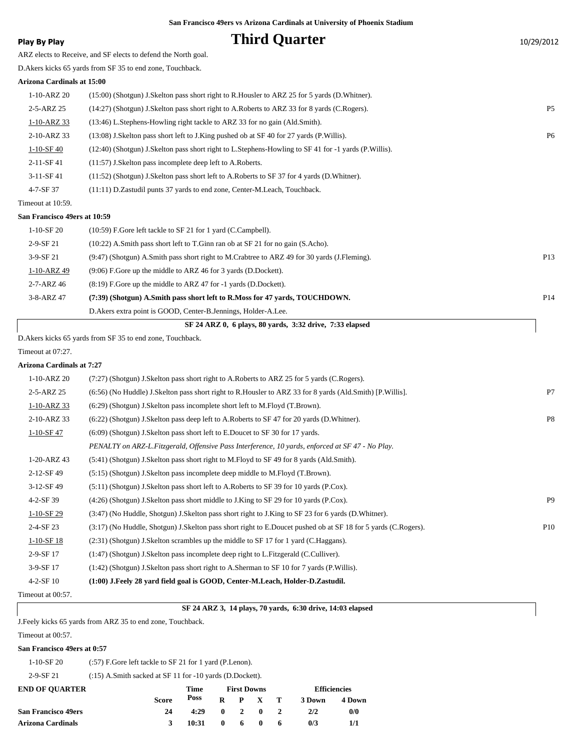San Francisco 49ers vs Arizona Cardinals at University of Phoenix Stadium

**Play By Play**

# Third Quarter

10/29/2012

ARZ elects to Receive, and SF elects to defend the North goal.

D.Akers kicks 65 yards from SF 35 to end zone, Touchback.

**Arizona Cardinals at 15:00**

| | | |
|---|---|---|
| 1-10-ARZ 20 | (15:00) (Shotgun) J.Skelton pass short right to R.Housler to ARZ 25 for 5 yards (D.Whitner). | |
| 2-5-ARZ 25 | (14:27) (Shotgun) J.Skelton pass short right to A.Roberts to ARZ 33 for 8 yards (C.Rogers). | P5 |
| 1-10-ARZ 33 | (13:46) L.Stephens-Howling right tackle to ARZ 33 for no gain (Ald.Smith). | |
| 2-10-ARZ 33 | (13:08) J.Skelton pass short left to J.King pushed ob at SF 40 for 27 yards (P.Willis). | P6 |
| 1-10-SF 40 | (12:40) (Shotgun) J.Skelton pass short right to L.Stephens-Howling to SF 41 for -1 yards (P.Willis). | |
| 2-11-SF 41 | (11:57) J.Skelton pass incomplete deep left to A.Roberts. | |
| 3-11-SF 41 | (11:52) (Shotgun) J.Skelton pass short left to A.Roberts to SF 37 for 4 yards (D.Whitner). | |
| 4-7-SF 37 | (11:11) D.Zastudil punts 37 yards to end zone, Center-M.Leach, Touchback. | |

Timeout at 10:59.

**San Francisco 49ers at 10:59**

| | | |
|---|---|---|
| 1-10-SF 20 | (10:59) F.Gore left tackle to SF 21 for 1 yard (C.Campbell). | |
| 2-9-SF 21 | (10:22) A.Smith pass short left to T.Ginn ran ob at SF 21 for no gain (S.Acho). | |
| 3-9-SF 21 | (9:47) (Shotgun) A.Smith pass short right to M.Crabtree to ARZ 49 for 30 yards (J.Fleming). | P13 |
| 1-10-ARZ 49 | (9:06) F.Gore up the middle to ARZ 46 for 3 yards (D.Dockett). | |
| 2-7-ARZ 46 | (8:19) F.Gore up the middle to ARZ 47 for -1 yards (D.Dockett). | |
| 3-8-ARZ 47 | **(7:39) (Shotgun) A.Smith pass short left to R.Moss for 47 yards, TOUCHDOWN.** | P14 |
| | D.Akers extra point is GOOD, Center-B.Jennings, Holder-A.Lee. | |

**SF 24 ARZ 0, 6 plays, 80 yards, 3:32 drive, 7:33 elapsed**

D.Akers kicks 65 yards from SF 35 to end zone, Touchback.

Timeout at 07:27.

**Arizona Cardinals at 7:27**

| | | |
|---|---|---|
| 1-10-ARZ 20 | (7:27) (Shotgun) J.Skelton pass short right to A.Roberts to ARZ 25 for 5 yards (C.Rogers). | |
| 2-5-ARZ 25 | (6:56) (No Huddle) J.Skelton pass short right to R.Housler to ARZ 33 for 8 yards (Ald.Smith) [P.Willis]. | P7 |
| 1-10-ARZ 33 | (6:29) (Shotgun) J.Skelton pass incomplete short left to M.Floyd (T.Brown). | |
| 2-10-ARZ 33 | (6:22) (Shotgun) J.Skelton pass deep left to A.Roberts to SF 47 for 20 yards (D.Whitner). | P8 |
| 1-10-SF 47 | (6:09) (Shotgun) J.Skelton pass short left to E.Doucet to SF 30 for 17 yards. | |
| | *PENALTY on ARZ-L.Fitzgerald, Offensive Pass Interference, 10 yards, enforced at SF 47 - No Play.* | |
| 1-20-ARZ 43 | (5:41) (Shotgun) J.Skelton pass short right to M.Floyd to SF 49 for 8 yards (Ald.Smith). | |
| 2-12-SF 49 | (5:15) (Shotgun) J.Skelton pass incomplete deep middle to M.Floyd (T.Brown). | |
| 3-12-SF 49 | (5:11) (Shotgun) J.Skelton pass short left to A.Roberts to SF 39 for 10 yards (P.Cox). | |
| 4-2-SF 39 | (4:26) (Shotgun) J.Skelton pass short middle to J.King to SF 29 for 10 yards (P.Cox). | P9 |
| 1-10-SF 29 | (3:47) (No Huddle, Shotgun) J.Skelton pass short right to J.King to SF 23 for 6 yards (D.Whitner). | |
| 2-4-SF 23 | (3:17) (No Huddle, Shotgun) J.Skelton pass short right to E.Doucet pushed ob at SF 18 for 5 yards (C.Rogers). | P10 |
| 1-10-SF 18 | (2:31) (Shotgun) J.Skelton scrambles up the middle to SF 17 for 1 yard (C.Haggans). | |
| 2-9-SF 17 | (1:47) (Shotgun) J.Skelton pass incomplete deep right to L.Fitzgerald (C.Culliver). | |
| 3-9-SF 17 | (1:42) (Shotgun) J.Skelton pass short right to A.Sherman to SF 10 for 7 yards (P.Willis). | |
| 4-2-SF 10 | **(1:00) J.Feely 28 yard field goal is GOOD, Center-M.Leach, Holder-D.Zastudil.** | |

Timeout at 00:57.

**SF 24 ARZ 3, 14 plays, 70 yards, 6:30 drive, 14:03 elapsed**

J.Feely kicks 65 yards from ARZ 35 to end zone, Touchback.

Timeout at 00:57.

**San Francisco 49ers at 0:57**

| | |
|---|---|
| 1-10-SF 20 | (:57) F.Gore left tackle to SF 21 for 1 yard (P.Lenon). |
| 2-9-SF 21 | (:15) A.Smith sacked at SF 11 for -10 yards (D.Dockett). |

| END OF QUARTER | Score | Time Poss | First Downs R | P | X | T | Efficiencies 3 Down | 4 Down |
|---|---|---|---|---|---|---|---|---|
| **San Francisco 49ers** | 24 | 4:29 | 0 | 2 | 0 | 2 | 2/2 | 0/0 |
| **Arizona Cardinals** | 3 | 10:31 | 0 | 6 | 0 | 6 | 0/3 | 1/1 |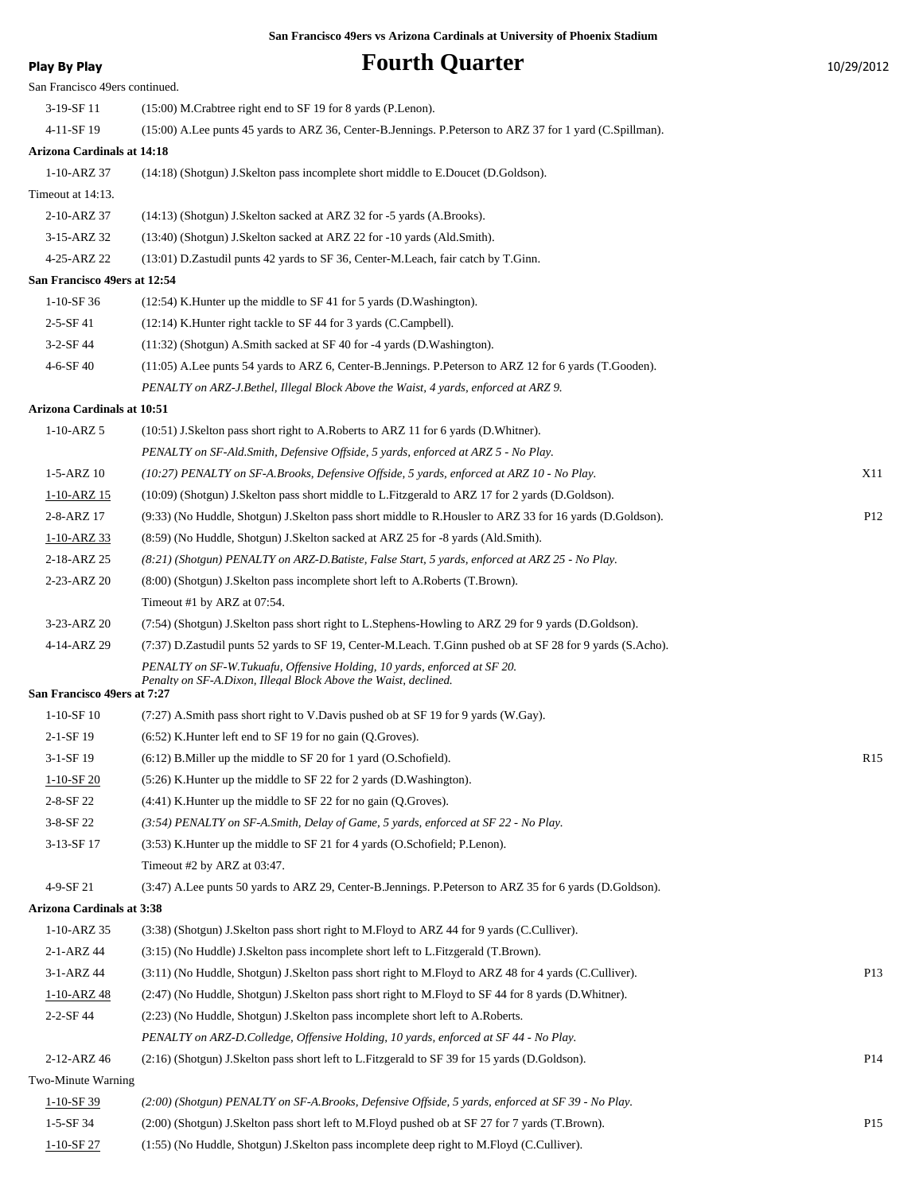San Francisco 49ers vs Arizona Cardinals at University of Phoenix Stadium

**Play By Play**

# Fourth Quarter

10/29/2012

San Francisco 49ers continued.

| | | |
|---|---|---|
| 3-19-SF 11 | (15:00) M.Crabtree right end to SF 19 for 8 yards (P.Lenon). | |
| 4-11-SF 19 | (15:00) A.Lee punts 45 yards to ARZ 36, Center-B.Jennings. P.Peterson to ARZ 37 for 1 yard (C.Spillman). | |
| **Arizona Cardinals at 14:18** | | |
| 1-10-ARZ 37 | (14:18) (Shotgun) J.Skelton pass incomplete short middle to E.Doucet (D.Goldson). | |
| Timeout at 14:13. | | |
| 2-10-ARZ 37 | (14:13) (Shotgun) J.Skelton sacked at ARZ 32 for -5 yards (A.Brooks). | |
| 3-15-ARZ 32 | (13:40) (Shotgun) J.Skelton sacked at ARZ 22 for -10 yards (Ald.Smith). | |
| 4-25-ARZ 22 | (13:01) D.Zastudil punts 42 yards to SF 36, Center-M.Leach, fair catch by T.Ginn. | |
| **San Francisco 49ers at 12:54** | | |
| 1-10-SF 36 | (12:54) K.Hunter up the middle to SF 41 for 5 yards (D.Washington). | |
| 2-5-SF 41 | (12:14) K.Hunter right tackle to SF 44 for 3 yards (C.Campbell). | |
| 3-2-SF 44 | (11:32) (Shotgun) A.Smith sacked at SF 40 for -4 yards (D.Washington). | |
| 4-6-SF 40 | (11:05) A.Lee punts 54 yards to ARZ 6, Center-B.Jennings. P.Peterson to ARZ 12 for 6 yards (T.Gooden). | |
| | *PENALTY on ARZ-J.Bethel, Illegal Block Above the Waist, 4 yards, enforced at ARZ 9.* | |
| **Arizona Cardinals at 10:51** | | |
| 1-10-ARZ 5 | (10:51) J.Skelton pass short right to A.Roberts to ARZ 11 for 6 yards (D.Whitner). | |
| | *PENALTY on SF-Ald.Smith, Defensive Offside, 5 yards, enforced at ARZ 5 - No Play.* | |
| 1-5-ARZ 10 | *(10:27) PENALTY on SF-A.Brooks, Defensive Offside, 5 yards, enforced at ARZ 10 - No Play.* | X11 |
| 1-10-ARZ 15 | (10:09) (Shotgun) J.Skelton pass short middle to L.Fitzgerald to ARZ 17 for 2 yards (D.Goldson). | |
| 2-8-ARZ 17 | (9:33) (No Huddle, Shotgun) J.Skelton pass short middle to R.Housler to ARZ 33 for 16 yards (D.Goldson). | P12 |
| 1-10-ARZ 33 | (8:59) (No Huddle, Shotgun) J.Skelton sacked at ARZ 25 for -8 yards (Ald.Smith). | |
| 2-18-ARZ 25 | *(8:21) (Shotgun) PENALTY on ARZ-D.Batiste, False Start, 5 yards, enforced at ARZ 25 - No Play.* | |
| 2-23-ARZ 20 | (8:00) (Shotgun) J.Skelton pass incomplete short left to A.Roberts (T.Brown). | |
| | Timeout #1 by ARZ at 07:54. | |
| 3-23-ARZ 20 | (7:54) (Shotgun) J.Skelton pass short right to L.Stephens-Howling to ARZ 29 for 9 yards (D.Goldson). | |
| 4-14-ARZ 29 | (7:37) D.Zastudil punts 52 yards to SF 19, Center-M.Leach. T.Ginn pushed ob at SF 28 for 9 yards (S.Acho). | |
| | *PENALTY on SF-W.Tukuafu, Offensive Holding, 10 yards, enforced at SF 20.* *Penalty on SF-A.Dixon, Illegal Block Above the Waist, declined.* | |
| **San Francisco 49ers at 7:27** | | |
| 1-10-SF 10 | (7:27) A.Smith pass short right to V.Davis pushed ob at SF 19 for 9 yards (W.Gay). | |
| 2-1-SF 19 | (6:52) K.Hunter left end to SF 19 for no gain (Q.Groves). | |
| 3-1-SF 19 | (6:12) B.Miller up the middle to SF 20 for 1 yard (O.Schofield). | R15 |
| 1-10-SF 20 | (5:26) K.Hunter up the middle to SF 22 for 2 yards (D.Washington). | |
| 2-8-SF 22 | (4:41) K.Hunter up the middle to SF 22 for no gain (Q.Groves). | |
| 3-8-SF 22 | *(3:54) PENALTY on SF-A.Smith, Delay of Game, 5 yards, enforced at SF 22 - No Play.* | |
| 3-13-SF 17 | (3:53) K.Hunter up the middle to SF 21 for 4 yards (O.Schofield; P.Lenon). | |
| | Timeout #2 by ARZ at 03:47. | |
| 4-9-SF 21 | (3:47) A.Lee punts 50 yards to ARZ 29, Center-B.Jennings. P.Peterson to ARZ 35 for 6 yards (D.Goldson). | |
| **Arizona Cardinals at 3:38** | | |
| 1-10-ARZ 35 | (3:38) (Shotgun) J.Skelton pass short right to M.Floyd to ARZ 44 for 9 yards (C.Culliver). | |
| 2-1-ARZ 44 | (3:15) (No Huddle) J.Skelton pass incomplete short left to L.Fitzgerald (T.Brown). | |
| 3-1-ARZ 44 | (3:11) (No Huddle, Shotgun) J.Skelton pass short right to M.Floyd to ARZ 48 for 4 yards (C.Culliver). | P13 |
| 1-10-ARZ 48 | (2:47) (No Huddle, Shotgun) J.Skelton pass short right to M.Floyd to SF 44 for 8 yards (D.Whitner). | |
| 2-2-SF 44 | (2:23) (No Huddle, Shotgun) J.Skelton pass incomplete short left to A.Roberts. | |
| | *PENALTY on ARZ-D.Colledge, Offensive Holding, 10 yards, enforced at SF 44 - No Play.* | |
| 2-12-ARZ 46 | (2:16) (Shotgun) J.Skelton pass short left to L.Fitzgerald to SF 39 for 15 yards (D.Goldson). | P14 |
| Two-Minute Warning | | |
| 1-10-SF 39 | *(2:00) (Shotgun) PENALTY on SF-A.Brooks, Defensive Offside, 5 yards, enforced at SF 39 - No Play.* | |
| 1-5-SF 34 | (2:00) (Shotgun) J.Skelton pass short left to M.Floyd pushed ob at SF 27 for 7 yards (T.Brown). | P15 |
| 1-10-SF 27 | (1:55) (No Huddle, Shotgun) J.Skelton pass incomplete deep right to M.Floyd (C.Culliver). | |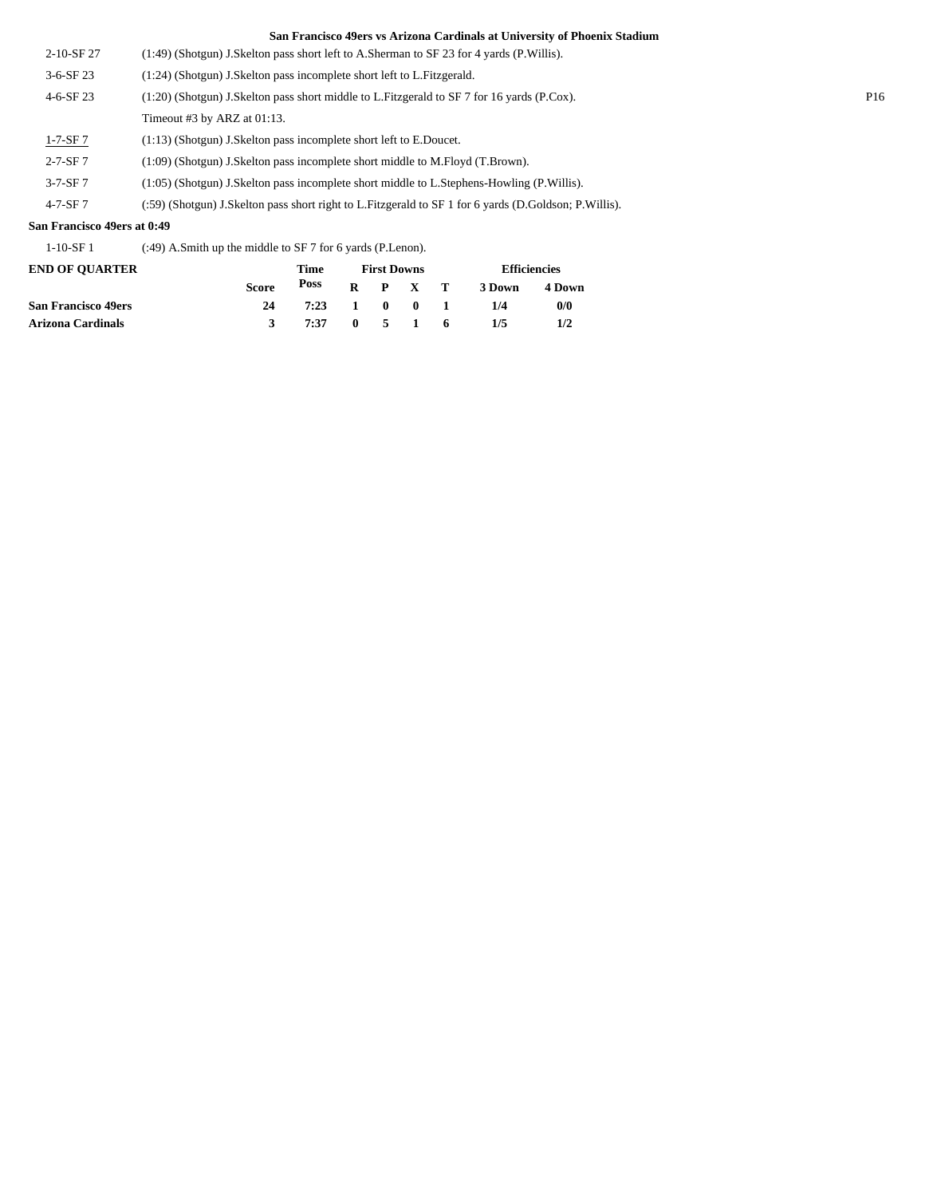**San Francisco 49ers vs Arizona Cardinals at University of Phoenix Stadium**

| | | |
|---|---|---|
| 2-10-SF 27 | (1:49) (Shotgun) J.Skelton pass short left to A.Sherman to SF 23 for 4 yards (P.Willis). | |
| 3-6-SF 23 | (1:24) (Shotgun) J.Skelton pass incomplete short left to L.Fitzgerald. | |
| 4-6-SF 23 | (1:20) (Shotgun) J.Skelton pass short middle to L.Fitzgerald to SF 7 for 16 yards (P.Cox). | P16 |
| | Timeout #3 by ARZ at 01:13. | |
| 1-7-SF 7 | (1:13) (Shotgun) J.Skelton pass incomplete short left to E.Doucet. | |
| 2-7-SF 7 | (1:09) (Shotgun) J.Skelton pass incomplete short middle to M.Floyd (T.Brown). | |
| 3-7-SF 7 | (1:05) (Shotgun) J.Skelton pass incomplete short middle to L.Stephens-Howling (P.Willis). | |
| 4-7-SF 7 | (:59) (Shotgun) J.Skelton pass short right to L.Fitzgerald to SF 1 for 6 yards (D.Goldson; P.Willis). | |

**San Francisco 49ers at 0:49**

| | |
|---|---|
| 1-10-SF 1 | (:49) A.Smith up the middle to SF 7 for 6 yards (P.Lenon). |

| END OF QUARTER | Score | Time Poss | First Downs R | P | X | T | Efficiencies 3 Down | 4 Down |
|---|---|---|---|---|---|---|---|---|
| **San Francisco 49ers** | 24 | 7:23 | 1 | 0 | 0 | 1 | 1/4 | 0/0 |
| **Arizona Cardinals** | 3 | 7:37 | 0 | 5 | 1 | 6 | 1/5 | 1/2 |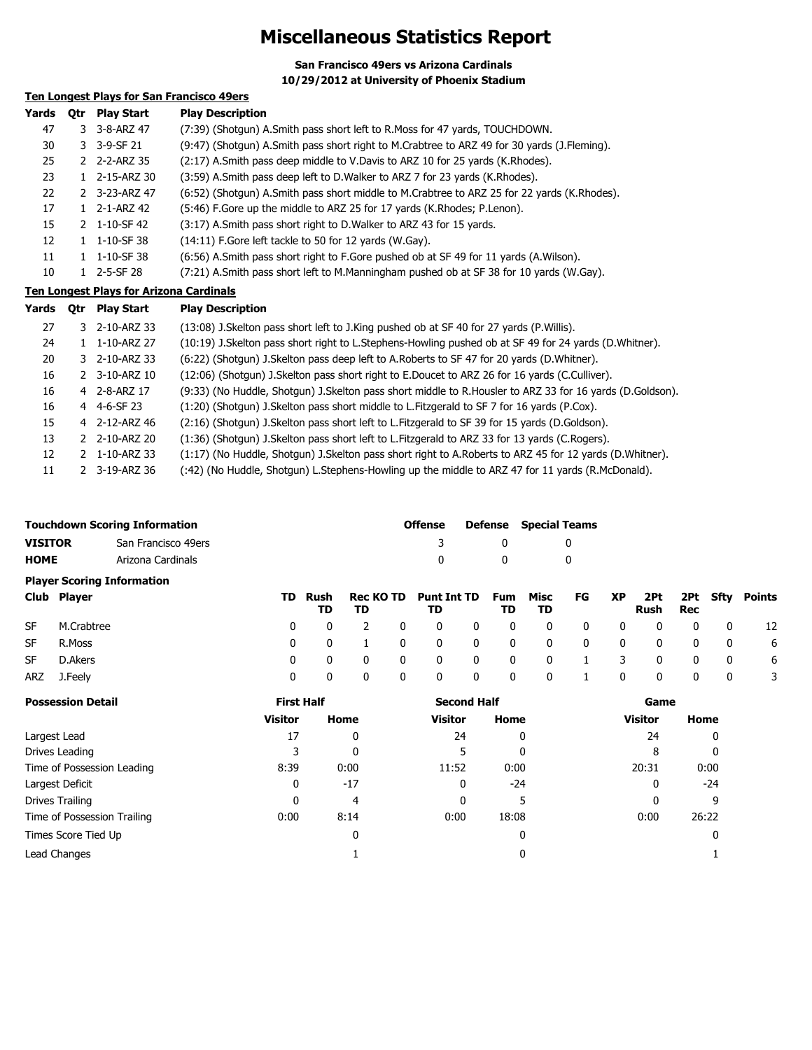# Miscellaneous Statistics Report

**San Francisco 49ers vs Arizona Cardinals**
**10/29/2012 at University of Phoenix Stadium**

## Ten Longest Plays for San Francisco 49ers

| Yards | Qtr | Play Start | Play Description |
|---|---|---|---|
| 47 | 3 | 3-8-ARZ 47 | (7:39) (Shotgun) A.Smith pass short left to R.Moss for 47 yards, TOUCHDOWN. |
| 30 | 3 | 3-9-SF 21 | (9:47) (Shotgun) A.Smith pass short right to M.Crabtree to ARZ 49 for 30 yards (J.Fleming). |
| 25 | 2 | 2-2-ARZ 35 | (2:17) A.Smith pass deep middle to V.Davis to ARZ 10 for 25 yards (K.Rhodes). |
| 23 | 1 | 2-15-ARZ 30 | (3:59) A.Smith pass deep left to D.Walker to ARZ 7 for 23 yards (K.Rhodes). |
| 22 | 2 | 3-23-ARZ 47 | (6:52) (Shotgun) A.Smith pass short middle to M.Crabtree to ARZ 25 for 22 yards (K.Rhodes). |
| 17 | 1 | 2-1-ARZ 42 | (5:46) F.Gore up the middle to ARZ 25 for 17 yards (K.Rhodes; P.Lenon). |
| 15 | 2 | 1-10-SF 42 | (3:17) A.Smith pass short right to D.Walker to ARZ 43 for 15 yards. |
| 12 | 1 | 1-10-SF 38 | (14:11) F.Gore left tackle to 50 for 12 yards (W.Gay). |
| 11 | 1 | 1-10-SF 38 | (6:56) A.Smith pass short right to F.Gore pushed ob at SF 49 for 11 yards (A.Wilson). |
| 10 | 1 | 2-5-SF 28 | (7:21) A.Smith pass short left to M.Manningham pushed ob at SF 38 for 10 yards (W.Gay). |

## Ten Longest Plays for Arizona Cardinals

| Yards | Qtr | Play Start | Play Description |
|---|---|---|---|
| 27 | 3 | 2-10-ARZ 33 | (13:08) J.Skelton pass short left to J.King pushed ob at SF 40 for 27 yards (P.Willis). |
| 24 | 1 | 1-10-ARZ 27 | (10:19) J.Skelton pass short right to L.Stephens-Howling pushed ob at SF 49 for 24 yards (D.Whitner). |
| 20 | 3 | 2-10-ARZ 33 | (6:22) (Shotgun) J.Skelton pass deep left to A.Roberts to SF 47 for 20 yards (D.Whitner). |
| 16 | 2 | 3-10-ARZ 10 | (12:06) (Shotgun) J.Skelton pass short right to E.Doucet to ARZ 26 for 16 yards (C.Culliver). |
| 16 | 4 | 2-8-ARZ 17 | (9:33) (No Huddle, Shotgun) J.Skelton pass short middle to R.Housler to ARZ 33 for 16 yards (D.Goldson). |
| 16 | 4 | 4-6-SF 23 | (1:20) (Shotgun) J.Skelton pass short middle to L.Fitzgerald to SF 7 for 16 yards (P.Cox). |
| 15 | 4 | 2-12-ARZ 46 | (2:16) (Shotgun) J.Skelton pass short left to L.Fitzgerald to SF 39 for 15 yards (D.Goldson). |
| 13 | 2 | 2-10-ARZ 20 | (1:36) (Shotgun) J.Skelton pass short left to L.Fitzgerald to ARZ 33 for 13 yards (C.Rogers). |
| 12 | 2 | 1-10-ARZ 33 | (1:17) (No Huddle, Shotgun) J.Skelton pass short right to A.Roberts to ARZ 45 for 12 yards (D.Whitner). |
| 11 | 2 | 3-19-ARZ 36 | (:42) (No Huddle, Shotgun) L.Stephens-Howling up the middle to ARZ 47 for 11 yards (R.McDonald). |

## Touchdown Scoring Information

| | | Offense | Defense | Special Teams |
|---|---|---|---|---|
| **VISITOR** | San Francisco 49ers | 3 | 0 | 0 |
| **HOME** | Arizona Cardinals | 0 | 0 | 0 |

## Player Scoring Information

| Club | Player | TD | Rush TD | Rec TD | KO TD | Punt TD | Int TD | Fum TD | Misc TD | FG | XP | 2Pt Rush | 2Pt Rec | Sfty | Points |
|---|---|---|---|---|---|---|---|---|---|---|---|---|---|---|---|
| SF | M.Crabtree | 0 | 0 | 2 | 0 | 0 | 0 | 0 | 0 | 0 | 0 | 0 | 0 | 0 | 12 |
| SF | R.Moss | 0 | 0 | 1 | 0 | 0 | 0 | 0 | 0 | 0 | 0 | 0 | 0 | 0 | 6 |
| SF | D.Akers | 0 | 0 | 0 | 0 | 0 | 0 | 0 | 0 | 1 | 3 | 0 | 0 | 0 | 6 |
| ARZ | J.Feely | 0 | 0 | 0 | 0 | 0 | 0 | 0 | 0 | 1 | 0 | 0 | 0 | 0 | 3 |

## Possession Detail

| | First Half | | Second Half | | Game | |
|---|---|---|---|---|---|---|
| | Visitor | Home | Visitor | Home | Visitor | Home |
| Largest Lead | 17 | 0 | 24 | 0 | 24 | 0 |
| Drives Leading | 3 | 0 | 5 | 0 | 8 | 0 |
| Time of Possession Leading | 8:39 | 0:00 | 11:52 | 0:00 | 20:31 | 0:00 |
| Largest Deficit | 0 | -17 | 0 | -24 | 0 | -24 |
| Drives Trailing | 0 | 4 | 0 | 5 | 0 | 9 |
| Time of Possession Trailing | 0:00 | 8:14 | 0:00 | 18:08 | 0:00 | 26:22 |
| Times Score Tied Up | | 0 | | 0 | | 0 |
| Lead Changes | | 1 | | 0 | | 1 |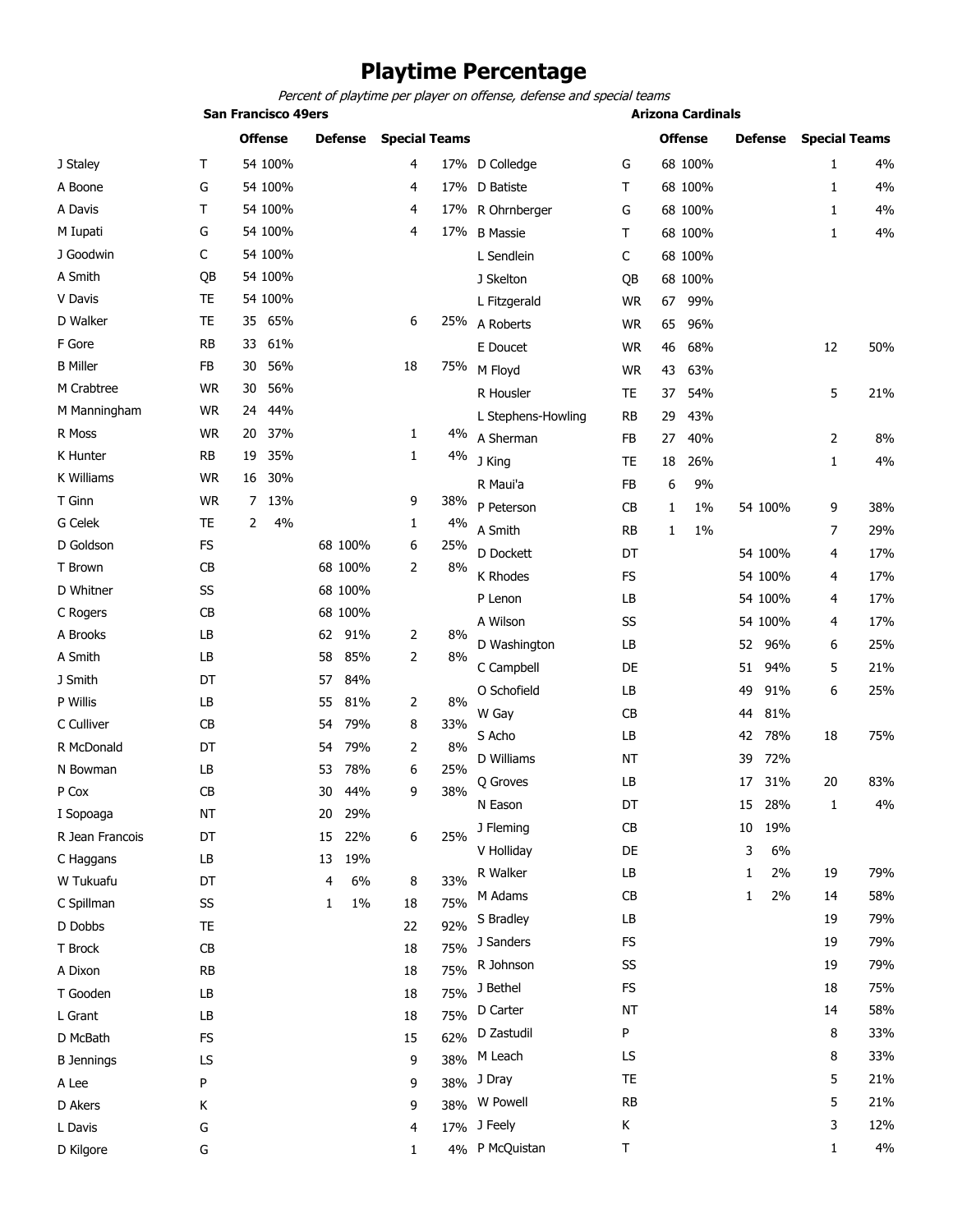# Playtime Percentage

*Percent of playtime per player on offense, defense and special teams*

## San Francisco 49ers

| Player | Pos | Offense | | Defense | | Special Teams | |
|---|---|---|---|---|---|---|---|
| J Staley | T | 54 | 100% | | | 4 | 17% |
| A Boone | G | 54 | 100% | | | 4 | 17% |
| A Davis | T | 54 | 100% | | | 4 | 17% |
| M Iupati | G | 54 | 100% | | | 4 | 17% |
| J Goodwin | C | 54 | 100% | | | | |
| A Smith | QB | 54 | 100% | | | | |
| V Davis | TE | 54 | 100% | | | | |
| D Walker | TE | 35 | 65% | | | 6 | 25% |
| F Gore | RB | 33 | 61% | | | | |
| B Miller | FB | 30 | 56% | | | 18 | 75% |
| M Crabtree | WR | 30 | 56% | | | | |
| M Manningham | WR | 24 | 44% | | | | |
| R Moss | WR | 20 | 37% | | | 1 | 4% |
| K Hunter | RB | 19 | 35% | | | 1 | 4% |
| K Williams | WR | 16 | 30% | | | | |
| T Ginn | WR | 7 | 13% | | | 9 | 38% |
| G Celek | TE | 2 | 4% | | | 1 | 4% |
| D Goldson | FS | | | 68 | 100% | 6 | 25% |
| T Brown | CB | | | 68 | 100% | 2 | 8% |
| D Whitner | SS | | | 68 | 100% | | |
| C Rogers | CB | | | 68 | 100% | | |
| A Brooks | LB | | | 62 | 91% | 2 | 8% |
| A Smith | LB | | | 58 | 85% | 2 | 8% |
| J Smith | DT | | | 57 | 84% | | |
| P Willis | LB | | | 55 | 81% | 2 | 8% |
| C Culliver | CB | | | 54 | 79% | 8 | 33% |
| R McDonald | DT | | | 54 | 79% | 2 | 8% |
| N Bowman | LB | | | 53 | 78% | 6 | 25% |
| P Cox | CB | | | 30 | 44% | 9 | 38% |
| I Sopoaga | NT | | | 20 | 29% | | |
| R Jean Francois | DT | | | 15 | 22% | 6 | 25% |
| C Haggans | LB | | | 13 | 19% | | |
| W Tukuafu | DT | | | 4 | 6% | 8 | 33% |
| C Spillman | SS | | | 1 | 1% | 18 | 75% |
| D Dobbs | TE | | | | | 22 | 92% |
| T Brock | CB | | | | | 18 | 75% |
| A Dixon | RB | | | | | 18 | 75% |
| T Gooden | LB | | | | | 18 | 75% |
| L Grant | LB | | | | | 18 | 75% |
| D McBath | FS | | | | | 15 | 62% |
| B Jennings | LS | | | | | 9 | 38% |
| A Lee | P | | | | | 9 | 38% |
| D Akers | K | | | | | 9 | 38% |
| L Davis | G | | | | | 4 | 17% |
| D Kilgore | G | | | | | 1 | 4% |

## Arizona Cardinals

| Player | Pos | Offense | | Defense | | Special Teams | |
|---|---|---|---|---|---|---|---|
| D Colledge | G | 68 | 100% | | | 1 | 4% |
| D Batiste | T | 68 | 100% | | | 1 | 4% |
| R Ohrnberger | G | 68 | 100% | | | 1 | 4% |
| B Massie | T | 68 | 100% | | | 1 | 4% |
| L Sendlein | C | 68 | 100% | | | | |
| J Skelton | QB | 68 | 100% | | | | |
| L Fitzgerald | WR | 67 | 99% | | | | |
| A Roberts | WR | 65 | 96% | | | | |
| E Doucet | WR | 46 | 68% | | | 12 | 50% |
| M Floyd | WR | 43 | 63% | | | | |
| R Housler | TE | 37 | 54% | | | 5 | 21% |
| L Stephens-Howling | RB | 29 | 43% | | | | |
| A Sherman | FB | 27 | 40% | | | 2 | 8% |
| J King | TE | 18 | 26% | | | 1 | 4% |
| R Maui'a | FB | 6 | 9% | | | | |
| P Peterson | CB | 1 | 1% | 54 | 100% | 9 | 38% |
| A Smith | RB | 1 | 1% | | | 7 | 29% |
| D Dockett | DT | | | 54 | 100% | 4 | 17% |
| K Rhodes | FS | | | 54 | 100% | 4 | 17% |
| P Lenon | LB | | | 54 | 100% | 4 | 17% |
| A Wilson | SS | | | 54 | 100% | 4 | 17% |
| D Washington | LB | | | 52 | 96% | 6 | 25% |
| C Campbell | DE | | | 51 | 94% | 5 | 21% |
| O Schofield | LB | | | 49 | 91% | 6 | 25% |
| W Gay | CB | | | 44 | 81% | | |
| S Acho | LB | | | 42 | 78% | 18 | 75% |
| D Williams | NT | | | 39 | 72% | | |
| Q Groves | LB | | | 17 | 31% | 20 | 83% |
| N Eason | DT | | | 15 | 28% | 1 | 4% |
| J Fleming | CB | | | 10 | 19% | | |
| V Holliday | DE | | | 3 | 6% | | |
| R Walker | LB | | | 1 | 2% | 19 | 79% |
| M Adams | CB | | | 1 | 2% | 14 | 58% |
| S Bradley | LB | | | | | 19 | 79% |
| J Sanders | FS | | | | | 19 | 79% |
| R Johnson | SS | | | | | 19 | 79% |
| J Bethel | FS | | | | | 18 | 75% |
| D Carter | NT | | | | | 14 | 58% |
| D Zastudil | P | | | | | 8 | 33% |
| M Leach | LS | | | | | 8 | 33% |
| J Dray | TE | | | | | 5 | 21% |
| W Powell | RB | | | | | 5 | 21% |
| J Feely | K | | | | | 3 | 12% |
| P McQuistan | T | | | | | 1 | 4% |